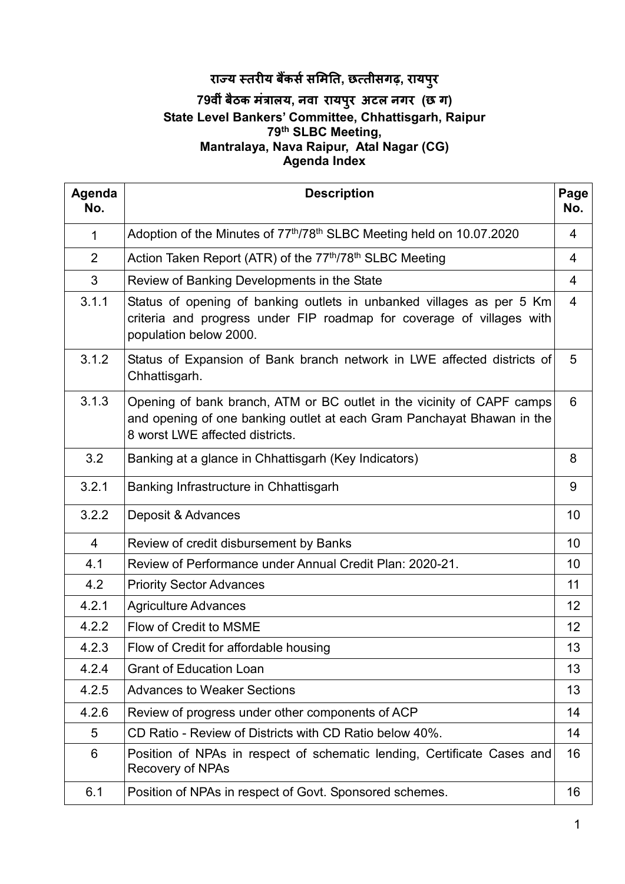# राज्य स्तरीय बैंकर्स समिति, छत्तीसगढ़, रायपुर

## 79वीं बैठक मंत्रालय, नवा रायपुर अटल नगर (छ ग)

## State Level Bankers' Committee, Chhattisgarh, Raipur

## 79th SLBC Meeting, Mantralaya, Nava Raipur, Atal Nagar (CG)

## Agenda Index

| Agenda No. | Description | Page No. |
|---|---|---|
| 1 | Adoption of the Minutes of 77th/78th SLBC Meeting held on 10.07.2020 | 4 |
| 2 | Action Taken Report (ATR) of the 77th/78th SLBC Meeting | 4 |
| 3 | Review of Banking Developments in the State | 4 |
| 3.1.1 | Status of opening of banking outlets in unbanked villages as per 5 Km criteria and progress under FIP roadmap for coverage of villages with population below 2000. | 4 |
| 3.1.2 | Status of Expansion of Bank branch network in LWE affected districts of Chhattisgarh. | 5 |
| 3.1.3 | Opening of bank branch, ATM or BC outlet in the vicinity of CAPF camps and opening of one banking outlet at each Gram Panchayat Bhawan in the 8 worst LWE affected districts. | 6 |
| 3.2 | Banking at a glance in Chhattisgarh (Key Indicators) | 8 |
| 3.2.1 | Banking Infrastructure in Chhattisgarh | 9 |
| 3.2.2 | Deposit & Advances | 10 |
| 4 | Review of credit disbursement by Banks | 10 |
| 4.1 | Review of Performance under Annual Credit Plan: 2020-21. | 10 |
| 4.2 | Priority Sector Advances | 11 |
| 4.2.1 | Agriculture Advances | 12 |
| 4.2.2 | Flow of Credit to MSME | 12 |
| 4.2.3 | Flow of Credit for affordable housing | 13 |
| 4.2.4 | Grant of Education Loan | 13 |
| 4.2.5 | Advances to Weaker Sections | 13 |
| 4.2.6 | Review of progress under other components of ACP | 14 |
| 5 | CD Ratio - Review of Districts with CD Ratio below 40%. | 14 |
| 6 | Position of NPAs in respect of schematic lending, Certificate Cases and Recovery of NPAs | 16 |
| 6.1 | Position of NPAs in respect of Govt. Sponsored schemes. | 16 |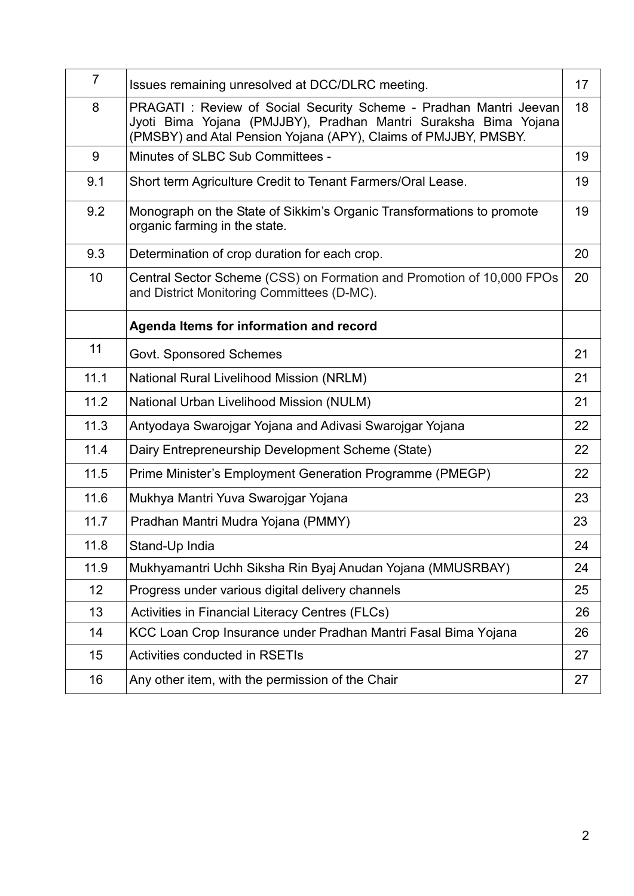| 7 | Issues remaining unresolved at DCC/DLRC meeting. | 17 |
|---|---|---|
| 8 | PRAGATI : Review of Social Security Scheme - Pradhan Mantri Jeevan Jyoti Bima Yojana (PMJJBY), Pradhan Mantri Suraksha Bima Yojana (PMSBY) and Atal Pension Yojana (APY), Claims of PMJJBY, PMSBY. | 18 |
| 9 | Minutes of SLBC Sub Committees - | 19 |
| 9.1 | Short term Agriculture Credit to Tenant Farmers/Oral Lease. | 19 |
| 9.2 | Monograph on the State of Sikkim's Organic Transformations to promote organic farming in the state. | 19 |
| 9.3 | Determination of crop duration for each crop. | 20 |
| 10 | Central Sector Scheme (CSS) on Formation and Promotion of 10,000 FPOs and District Monitoring Committees (D-MC). | 20 |
| | **Agenda Items for information and record** | |
| 11 | Govt. Sponsored Schemes | 21 |
| 11.1 | National Rural Livelihood Mission (NRLM) | 21 |
| 11.2 | National Urban Livelihood Mission (NULM) | 21 |
| 11.3 | Antyodaya Swarojgar Yojana and Adivasi Swarojgar Yojana | 22 |
| 11.4 | Dairy Entrepreneurship Development Scheme (State) | 22 |
| 11.5 | Prime Minister's Employment Generation Programme (PMEGP) | 22 |
| 11.6 | Mukhya Mantri Yuva Swarojgar Yojana | 23 |
| 11.7 | Pradhan Mantri Mudra Yojana (PMMY) | 23 |
| 11.8 | Stand-Up India | 24 |
| 11.9 | Mukhyamantri Uchh Siksha Rin Byaj Anudan Yojana (MMUSRBAY) | 24 |
| 12 | Progress under various digital delivery channels | 25 |
| 13 | Activities in Financial Literacy Centres (FLCs) | 26 |
| 14 | KCC Loan Crop Insurance under Pradhan Mantri Fasal Bima Yojana | 26 |
| 15 | Activities conducted in RSETIs | 27 |
| 16 | Any other item, with the permission of the Chair | 27 |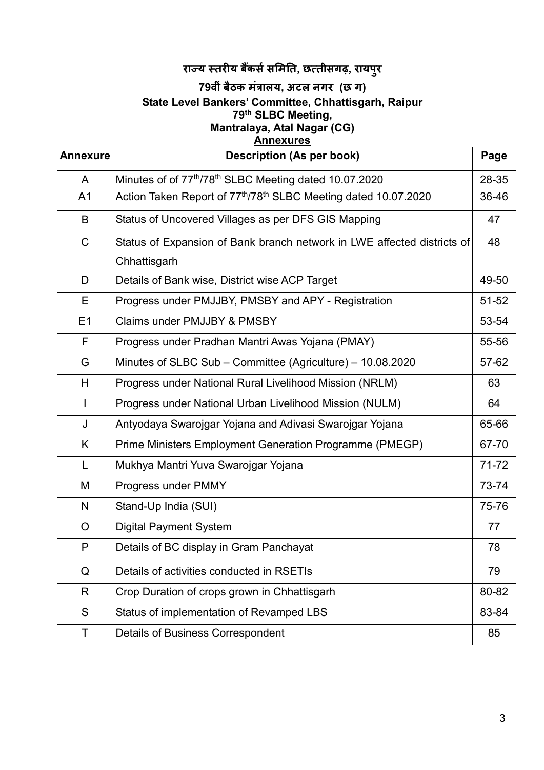# राज्य स्तरीय बैंकर्स समिति, छत्तीसगढ़, रायपुर

## 79वीं बैठक मंत्रालय, अटल नगर (छ ग)

## State Level Bankers' Committee, Chhattisgarh, Raipur

## 79th SLBC Meeting,

## Mantralaya, Atal Nagar (CG)

**Annexures**

| Annexure | Description (As per book) | Page |
|---|---|---|
| A | Minutes of of 77th/78th SLBC Meeting dated 10.07.2020 | 28-35 |
| A1 | Action Taken Report of 77th/78th SLBC Meeting dated 10.07.2020 | 36-46 |
| B | Status of Uncovered Villages as per DFS GIS Mapping | 47 |
| C | Status of Expansion of Bank branch network in LWE affected districts of Chhattisgarh | 48 |
| D | Details of Bank wise, District wise ACP Target | 49-50 |
| E | Progress under PMJJBY, PMSBY and APY - Registration | 51-52 |
| E1 | Claims under PMJJBY & PMSBY | 53-54 |
| F | Progress under Pradhan Mantri Awas Yojana (PMAY) | 55-56 |
| G | Minutes of SLBC Sub – Committee (Agriculture) – 10.08.2020 | 57-62 |
| H | Progress under National Rural Livelihood Mission (NRLM) | 63 |
| I | Progress under National Urban Livelihood Mission (NULM) | 64 |
| J | Antyodaya Swarojgar Yojana and Adivasi Swarojgar Yojana | 65-66 |
| K | Prime Ministers Employment Generation Programme (PMEGP) | 67-70 |
| L | Mukhya Mantri Yuva Swarojgar Yojana | 71-72 |
| M | Progress under PMMY | 73-74 |
| N | Stand-Up India (SUI) | 75-76 |
| O | Digital Payment System | 77 |
| P | Details of BC display in Gram Panchayat | 78 |
| Q | Details of activities conducted in RSETIs | 79 |
| R | Crop Duration of crops grown in Chhattisgarh | 80-82 |
| S | Status of implementation of Revamped LBS | 83-84 |
| T | Details of Business Correspondent | 85 |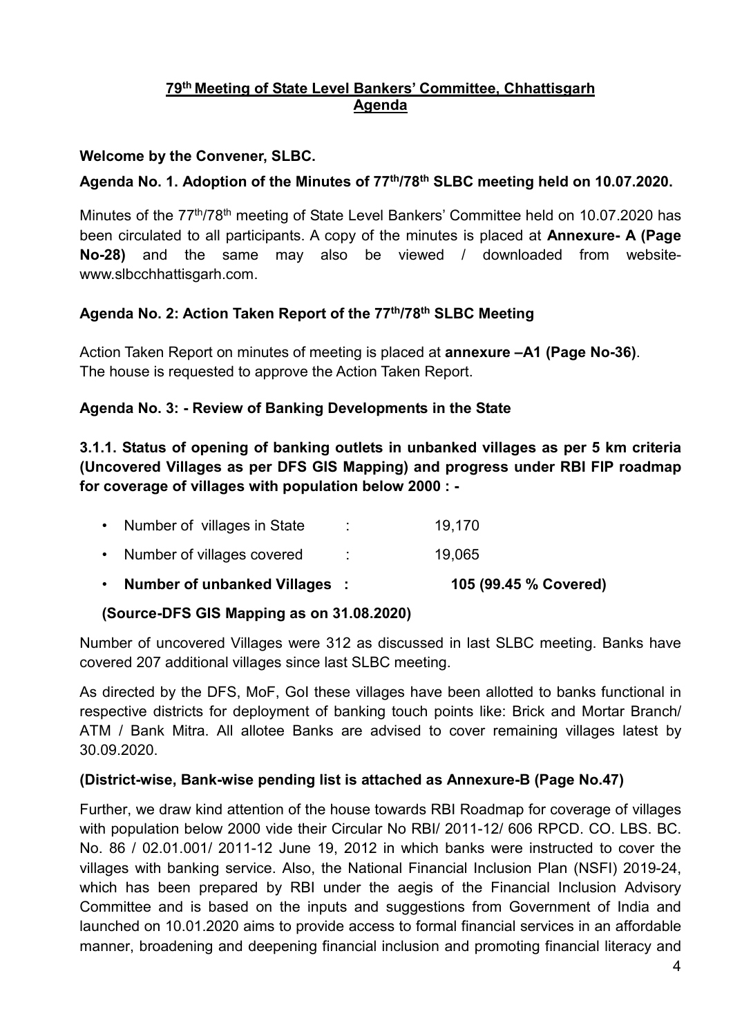## 79th Meeting of State Level Bankers' Committee, Chhattisgarh
## Agenda

**Welcome by the Convener, SLBC.**

**Agenda No. 1. Adoption of the Minutes of 77th/78th SLBC meeting held on 10.07.2020.**

Minutes of the 77th/78th meeting of State Level Bankers' Committee held on 10.07.2020 has been circulated to all participants. A copy of the minutes is placed at **Annexure- A (Page No-28)** and the same may also be viewed / downloaded from website- www.slbcchhattisgarh.com.

**Agenda No. 2: Action Taken Report of the 77th/78th SLBC Meeting**

Action Taken Report on minutes of meeting is placed at **annexure –A1 (Page No-36)**.
The house is requested to approve the Action Taken Report.

**Agenda No. 3: - Review of Banking Developments in the State**

**3.1.1. Status of opening of banking outlets in unbanked villages as per 5 km criteria (Uncovered Villages as per DFS GIS Mapping) and progress under RBI FIP roadmap for coverage of villages with population below 2000 : -**

- Number of villages in State : 19,170
- Number of villages covered : 19,065
- **Number of unbanked Villages : 105 (99.45 % Covered)**

**(Source-DFS GIS Mapping as on 31.08.2020)**

Number of uncovered Villages were 312 as discussed in last SLBC meeting. Banks have covered 207 additional villages since last SLBC meeting.

As directed by the DFS, MoF, GoI these villages have been allotted to banks functional in respective districts for deployment of banking touch points like: Brick and Mortar Branch/ ATM / Bank Mitra. All allotee Banks are advised to cover remaining villages latest by 30.09.2020.

**(District-wise, Bank-wise pending list is attached as Annexure-B (Page No.47)**

Further, we draw kind attention of the house towards RBI Roadmap for coverage of villages with population below 2000 vide their Circular No RBI/ 2011-12/ 606 RPCD. CO. LBS. BC. No. 86 / 02.01.001/ 2011-12 June 19, 2012 in which banks were instructed to cover the villages with banking service. Also, the National Financial Inclusion Plan (NSFI) 2019-24, which has been prepared by RBI under the aegis of the Financial Inclusion Advisory Committee and is based on the inputs and suggestions from Government of India and launched on 10.01.2020 aims to provide access to formal financial services in an affordable manner, broadening and deepening financial inclusion and promoting financial literacy and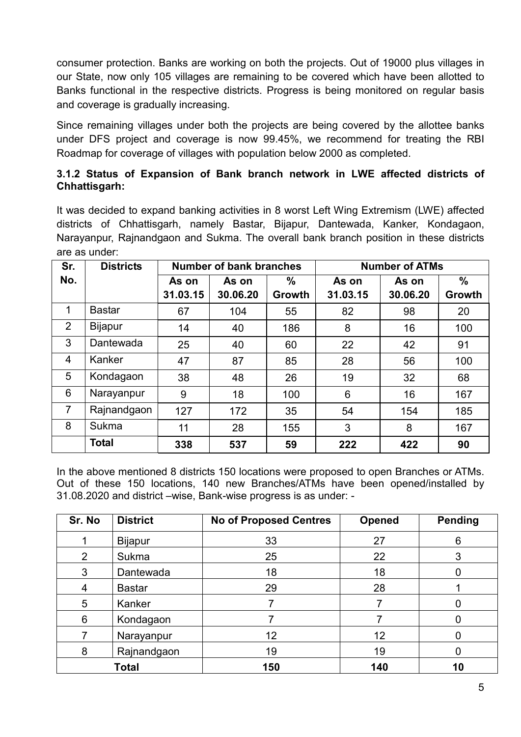consumer protection. Banks are working on both the projects. Out of 19000 plus villages in our State, now only 105 villages are remaining to be covered which have been allotted to Banks functional in the respective districts. Progress is being monitored on regular basis and coverage is gradually increasing.

Since remaining villages under both the projects are being covered by the allottee banks under DFS project and coverage is now 99.45%, we recommend for treating the RBI Roadmap for coverage of villages with population below 2000 as completed.

### 3.1.2 Status of Expansion of Bank branch network in LWE affected districts of Chhattisgarh:

It was decided to expand banking activities in 8 worst Left Wing Extremism (LWE) affected districts of Chhattisgarh, namely Bastar, Bijapur, Dantewada, Kanker, Kondagaon, Narayanpur, Rajnandgaon and Sukma. The overall bank branch position in these districts are as under:

| Sr. No. | Districts | Number of bank branches | | | Number of ATMs | | |
|---|---|---|---|---|---|---|---|
| | | As on 31.03.15 | As on 30.06.20 | % Growth | As on 31.03.15 | As on 30.06.20 | % Growth |
| 1 | Bastar | 67 | 104 | 55 | 82 | 98 | 20 |
| 2 | Bijapur | 14 | 40 | 186 | 8 | 16 | 100 |
| 3 | Dantewada | 25 | 40 | 60 | 22 | 42 | 91 |
| 4 | Kanker | 47 | 87 | 85 | 28 | 56 | 100 |
| 5 | Kondagaon | 38 | 48 | 26 | 19 | 32 | 68 |
| 6 | Narayanpur | 9 | 18 | 100 | 6 | 16 | 167 |
| 7 | Rajnandgaon | 127 | 172 | 35 | 54 | 154 | 185 |
| 8 | Sukma | 11 | 28 | 155 | 3 | 8 | 167 |
| | **Total** | **338** | **537** | **59** | **222** | **422** | **90** |

In the above mentioned 8 districts 150 locations were proposed to open Branches or ATMs. Out of these 150 locations, 140 new Branches/ATMs have been opened/installed by 31.08.2020 and district –wise, Bank-wise progress is as under: -

| Sr. No | District | No of Proposed Centres | Opened | Pending |
|---|---|---|---|---|
| 1 | Bijapur | 33 | 27 | 6 |
| 2 | Sukma | 25 | 22 | 3 |
| 3 | Dantewada | 18 | 18 | 0 |
| 4 | Bastar | 29 | 28 | 1 |
| 5 | Kanker | 7 | 7 | 0 |
| 6 | Kondagaon | 7 | 7 | 0 |
| 7 | Narayanpur | 12 | 12 | 0 |
| 8 | Rajnandgaon | 19 | 19 | 0 |
| **Total** | | **150** | **140** | **10** |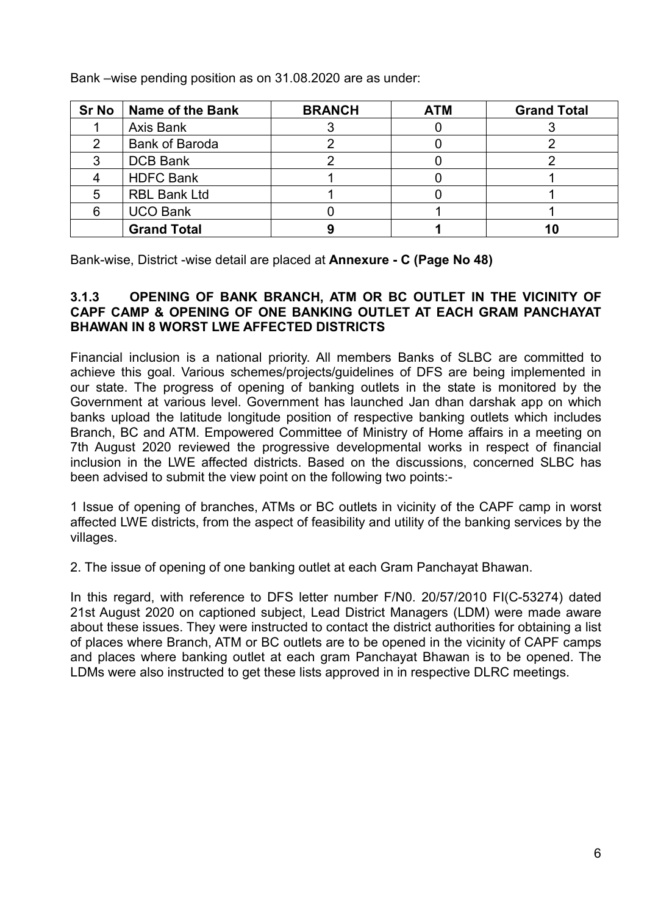Bank –wise pending position as on 31.08.2020 are as under:

| Sr No | Name of the Bank | BRANCH | ATM | Grand Total |
|---|---|---|---|---|
| 1 | Axis Bank | 3 | 0 | 3 |
| 2 | Bank of Baroda | 2 | 0 | 2 |
| 3 | DCB Bank | 2 | 0 | 2 |
| 4 | HDFC Bank | 1 | 0 | 1 |
| 5 | RBL Bank Ltd | 1 | 0 | 1 |
| 6 | UCO Bank | 0 | 1 | 1 |
| | **Grand Total** | **9** | **1** | **10** |

Bank-wise, District -wise detail are placed at **Annexure - C (Page No 48)**

### 3.1.3 OPENING OF BANK BRANCH, ATM OR BC OUTLET IN THE VICINITY OF CAPF CAMP & OPENING OF ONE BANKING OUTLET AT EACH GRAM PANCHAYAT BHAWAN IN 8 WORST LWE AFFECTED DISTRICTS

Financial inclusion is a national priority. All members Banks of SLBC are committed to achieve this goal. Various schemes/projects/guidelines of DFS are being implemented in our state. The progress of opening of banking outlets in the state is monitored by the Government at various level. Government has launched Jan dhan darshak app on which banks upload the latitude longitude position of respective banking outlets which includes Branch, BC and ATM. Empowered Committee of Ministry of Home affairs in a meeting on 7th August 2020 reviewed the progressive developmental works in respect of financial inclusion in the LWE affected districts. Based on the discussions, concerned SLBC has been advised to submit the view point on the following two points:-

1 Issue of opening of branches, ATMs or BC outlets in vicinity of the CAPF camp in worst affected LWE districts, from the aspect of feasibility and utility of the banking services by the villages.

2. The issue of opening of one banking outlet at each Gram Panchayat Bhawan.

In this regard, with reference to DFS letter number F/N0. 20/57/2010 FI(C-53274) dated 21st August 2020 on captioned subject, Lead District Managers (LDM) were made aware about these issues. They were instructed to contact the district authorities for obtaining a list of places where Branch, ATM or BC outlets are to be opened in the vicinity of CAPF camps and places where banking outlet at each gram Panchayat Bhawan is to be opened. The LDMs were also instructed to get these lists approved in in respective DLRC meetings.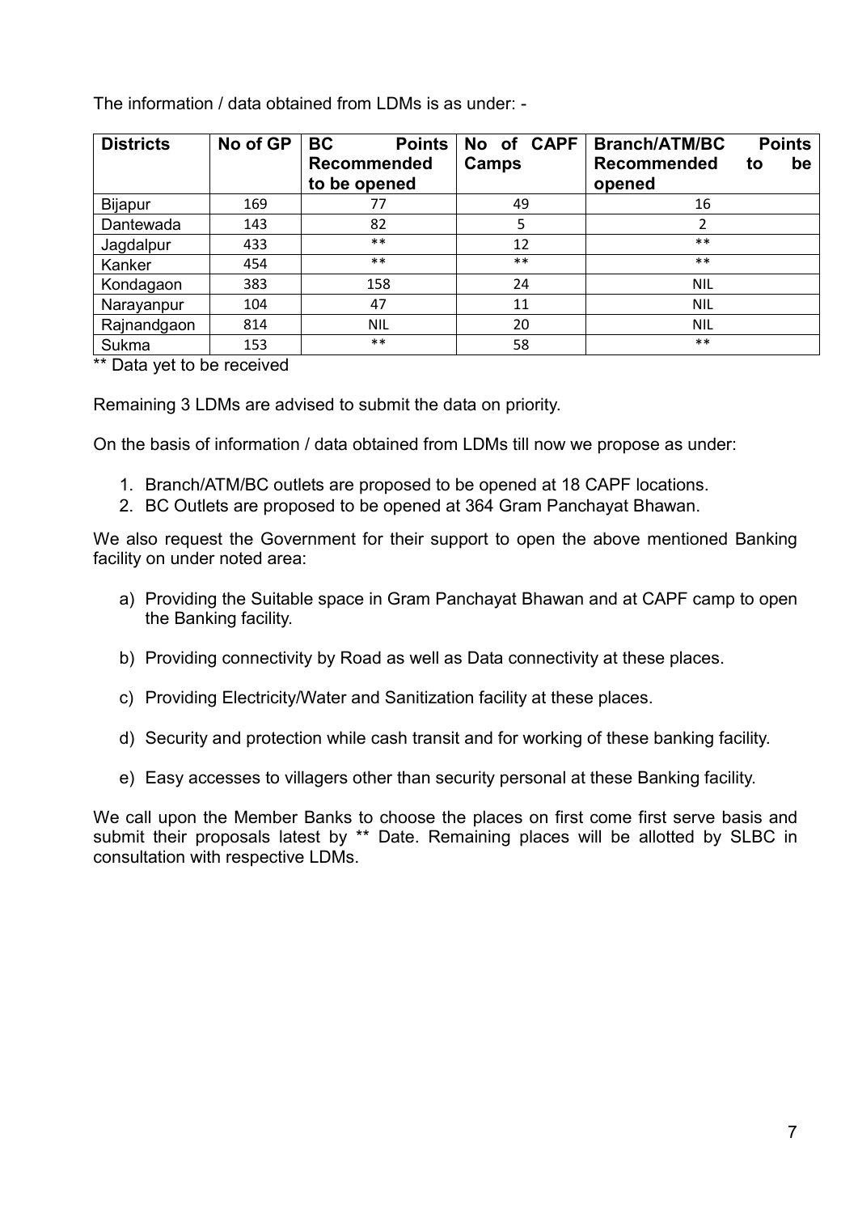The information / data obtained from LDMs is as under: -

| Districts | No of GP | BC Points Recommended to be opened | No of CAPF Camps | Branch/ATM/BC Points Recommended to be opened |
|---|---|---|---|---|
| Bijapur | 169 | 77 | 49 | 16 |
| Dantewada | 143 | 82 | 5 | 2 |
| Jagdalpur | 433 | ** | 12 | ** |
| Kanker | 454 | ** | ** | ** |
| Kondagaon | 383 | 158 | 24 | NIL |
| Narayanpur | 104 | 47 | 11 | NIL |
| Rajnandgaon | 814 | NIL | 20 | NIL |
| Sukma | 153 | ** | 58 | ** |

** Data yet to be received

Remaining 3 LDMs are advised to submit the data on priority.

On the basis of information / data obtained from LDMs till now we propose as under:

1. Branch/ATM/BC outlets are proposed to be opened at 18 CAPF locations.
2. BC Outlets are proposed to be opened at 364 Gram Panchayat Bhawan.

We also request the Government for their support to open the above mentioned Banking facility on under noted area:

a) Providing the Suitable space in Gram Panchayat Bhawan and at CAPF camp to open the Banking facility.

b) Providing connectivity by Road as well as Data connectivity at these places.

c) Providing Electricity/Water and Sanitization facility at these places.

d) Security and protection while cash transit and for working of these banking facility.

e) Easy accesses to villagers other than security personal at these Banking facility.

We call upon the Member Banks to choose the places on first come first serve basis and submit their proposals latest by ** Date. Remaining places will be allotted by SLBC in consultation with respective LDMs.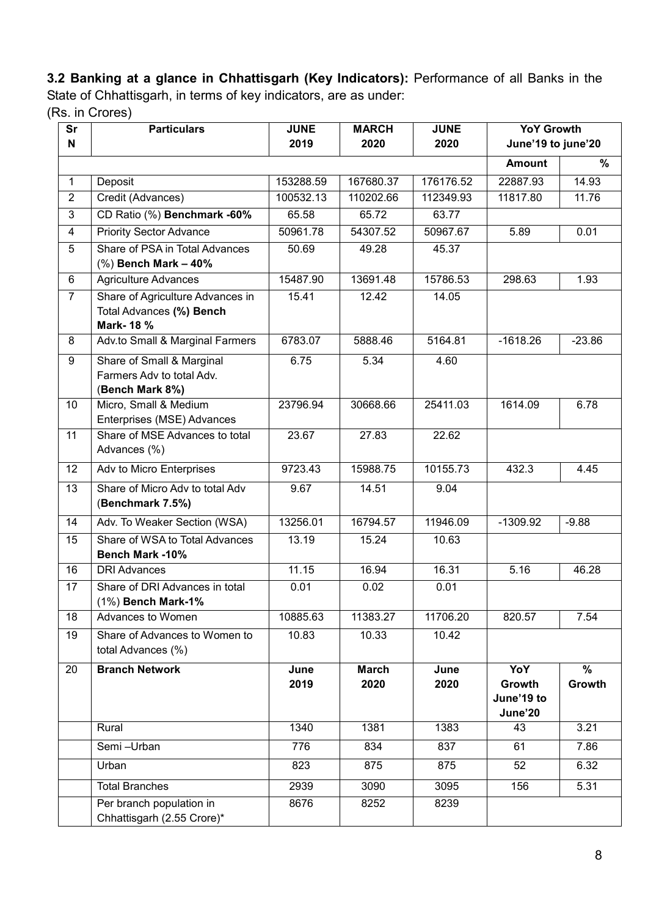**3.2 Banking at a glance in Chhattisgarh (Key Indicators):** Performance of all Banks in the State of Chhattisgarh, in terms of key indicators, are as under:

(Rs. in Crores)

| Sr N | Particulars | JUNE 2019 | MARCH 2020 | JUNE 2020 | YoY Growth June'19 to june'20 | |
|---|---|---|---|---|---|---|
| | | | | | **Amount** | **%** |
| 1 | Deposit | 153288.59 | 167680.37 | 176176.52 | 22887.93 | 14.93 |
| 2 | Credit (Advances) | 100532.13 | 110202.66 | 112349.93 | 11817.80 | 11.76 |
| 3 | CD Ratio (%) **Benchmark -60%** | 65.58 | 65.72 | 63.77 | | |
| 4 | Priority Sector Advance | 50961.78 | 54307.52 | 50967.67 | 5.89 | 0.01 |
| 5 | Share of PSA in Total Advances (%) **Bench Mark – 40%** | 50.69 | 49.28 | 45.37 | | |
| 6 | Agriculture Advances | 15487.90 | 13691.48 | 15786.53 | 298.63 | 1.93 |
| 7 | Share of Agriculture Advances in Total Advances **(%) Bench Mark- 18 %** | 15.41 | 12.42 | 14.05 | | |
| 8 | Adv.to Small & Marginal Farmers | 6783.07 | 5888.46 | 5164.81 | -1618.26 | -23.86 |
| 9 | Share of Small & Marginal Farmers Adv to total Adv. (**Bench Mark 8%)** | 6.75 | 5.34 | 4.60 | | |
| 10 | Micro, Small & Medium Enterprises (MSE) Advances | 23796.94 | 30668.66 | 25411.03 | 1614.09 | 6.78 |
| 11 | Share of MSE Advances to total Advances (%) | 23.67 | 27.83 | 22.62 | | |
| 12 | Adv to Micro Enterprises | 9723.43 | 15988.75 | 10155.73 | 432.3 | 4.45 |
| 13 | Share of Micro Adv to total Adv (**Benchmark 7.5%)** | 9.67 | 14.51 | 9.04 | | |
| 14 | Adv. To Weaker Section (WSA) | 13256.01 | 16794.57 | 11946.09 | -1309.92 | -9.88 |
| 15 | Share of WSA to Total Advances **Bench Mark -10%** | 13.19 | 15.24 | 10.63 | | |
| 16 | DRI Advances | 11.15 | 16.94 | 16.31 | 5.16 | 46.28 |
| 17 | Share of DRI Advances in total (1%) **Bench Mark-1%** | 0.01 | 0.02 | 0.01 | | |
| 18 | Advances to Women | 10885.63 | 11383.27 | 11706.20 | 820.57 | 7.54 |
| 19 | Share of Advances to Women to total Advances (%) | 10.83 | 10.33 | 10.42 | | |
| 20 | **Branch Network** | **June 2019** | **March 2020** | **June 2020** | **YoY Growth June'19 to June'20** | **% Growth** |
| | Rural | 1340 | 1381 | 1383 | 43 | 3.21 |
| | Semi –Urban | 776 | 834 | 837 | 61 | 7.86 |
| | Urban | 823 | 875 | 875 | 52 | 6.32 |
| | Total Branches | 2939 | 3090 | 3095 | 156 | 5.31 |
| | Per branch population in Chhattisgarh (2.55 Crore)* | 8676 | 8252 | 8239 | | |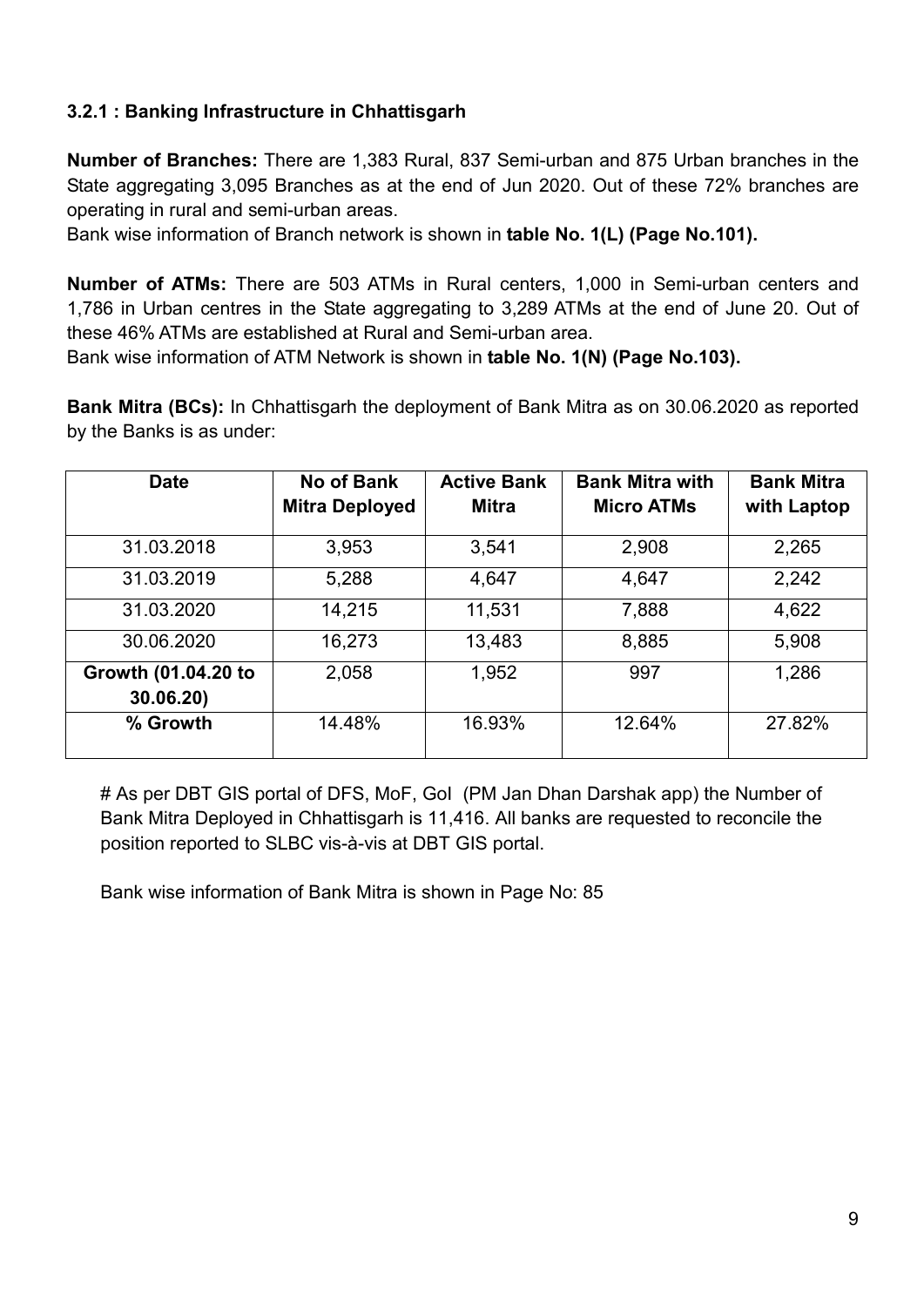### 3.2.1 : Banking Infrastructure in Chhattisgarh

**Number of Branches:** There are 1,383 Rural, 837 Semi-urban and 875 Urban branches in the State aggregating 3,095 Branches as at the end of Jun 2020. Out of these 72% branches are operating in rural and semi-urban areas.

Bank wise information of Branch network is shown in **table No. 1(L) (Page No.101).**

**Number of ATMs:** There are 503 ATMs in Rural centers, 1,000 in Semi-urban centers and 1,786 in Urban centres in the State aggregating to 3,289 ATMs at the end of June 20. Out of these 46% ATMs are established at Rural and Semi-urban area.

Bank wise information of ATM Network is shown in **table No. 1(N) (Page No.103).**

**Bank Mitra (BCs):** In Chhattisgarh the deployment of Bank Mitra as on 30.06.2020 as reported by the Banks is as under:

| Date | No of Bank Mitra Deployed | Active Bank Mitra | Bank Mitra with Micro ATMs | Bank Mitra with Laptop |
|---|---|---|---|---|
| 31.03.2018 | 3,953 | 3,541 | 2,908 | 2,265 |
| 31.03.2019 | 5,288 | 4,647 | 4,647 | 2,242 |
| 31.03.2020 | 14,215 | 11,531 | 7,888 | 4,622 |
| 30.06.2020 | 16,273 | 13,483 | 8,885 | 5,908 |
| **Growth (01.04.20 to 30.06.20)** | 2,058 | 1,952 | 997 | 1,286 |
| **% Growth** | 14.48% | 16.93% | 12.64% | 27.82% |

# As per DBT GIS portal of DFS, MoF, GoI (PM Jan Dhan Darshak app) the Number of Bank Mitra Deployed in Chhattisgarh is 11,416. All banks are requested to reconcile the position reported to SLBC vis-à-vis at DBT GIS portal.

Bank wise information of Bank Mitra is shown in Page No: 85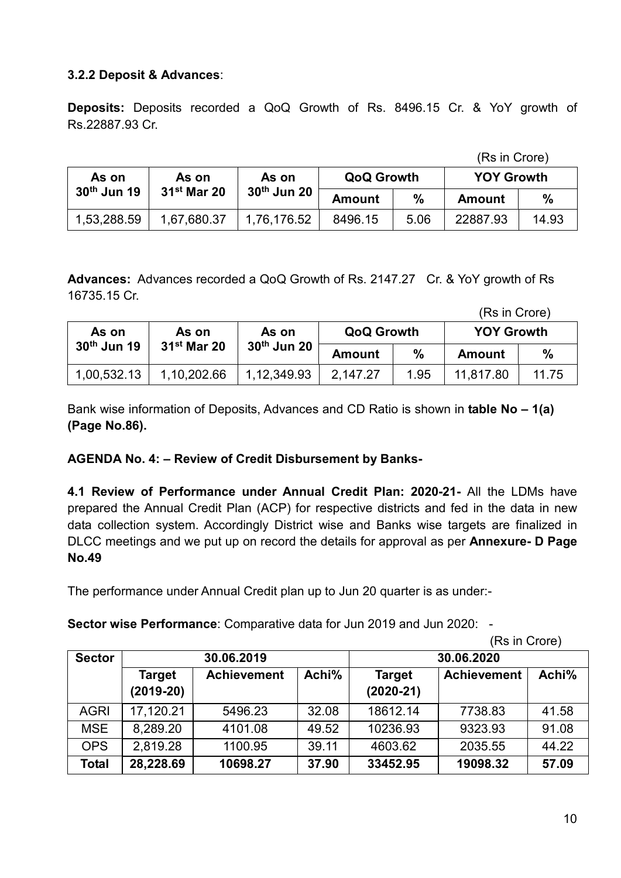### 3.2.2 Deposit & Advances:

**Deposits:** Deposits recorded a QoQ Growth of Rs. 8496.15 Cr. & YoY growth of Rs.22887.93 Cr.

(Rs in Crore)

| As on 30th Jun 19 | As on 31st Mar 20 | As on 30th Jun 20 | QoQ Growth | | YOY Growth | |
|---|---|---|---|---|---|---|
| | | | Amount | % | Amount | % |
| 1,53,288.59 | 1,67,680.37 | 1,76,176.52 | 8496.15 | 5.06 | 22887.93 | 14.93 |

**Advances:** Advances recorded a QoQ Growth of Rs. 2147.27 Cr. & YoY growth of Rs 16735.15 Cr.

(Rs in Crore)

| As on 30th Jun 19 | As on 31st Mar 20 | As on 30th Jun 20 | QoQ Growth | | YOY Growth | |
|---|---|---|---|---|---|---|
| | | | Amount | % | Amount | % |
| 1,00,532.13 | 1,10,202.66 | 1,12,349.93 | 2,147.27 | 1.95 | 11,817.80 | 11.75 |

Bank wise information of Deposits, Advances and CD Ratio is shown in **table No – 1(a) (Page No.86).**

### AGENDA No. 4: – Review of Credit Disbursement by Banks-

**4.1 Review of Performance under Annual Credit Plan: 2020-21-** All the LDMs have prepared the Annual Credit Plan (ACP) for respective districts and fed in the data in new data collection system. Accordingly District wise and Banks wise targets are finalized in DLCC meetings and we put up on record the details for approval as per **Annexure- D Page No.49**

The performance under Annual Credit plan up to Jun 20 quarter is as under:-

**Sector wise Performance**: Comparative data for Jun 2019 and Jun 2020: -

(Rs in Crore)

| Sector | 30.06.2019 | | | 30.06.2020 | | |
|---|---|---|---|---|---|---|
| | Target (2019-20) | Achievement | Achi% | Target (2020-21) | Achievement | Achi% |
| AGRI | 17,120.21 | 5496.23 | 32.08 | 18612.14 | 7738.83 | 41.58 |
| MSE | 8,289.20 | 4101.08 | 49.52 | 10236.93 | 9323.93 | 91.08 |
| OPS | 2,819.28 | 1100.95 | 39.11 | 4603.62 | 2035.55 | 44.22 |
| **Total** | **28,228.69** | **10698.27** | **37.90** | **33452.95** | **19098.32** | **57.09** |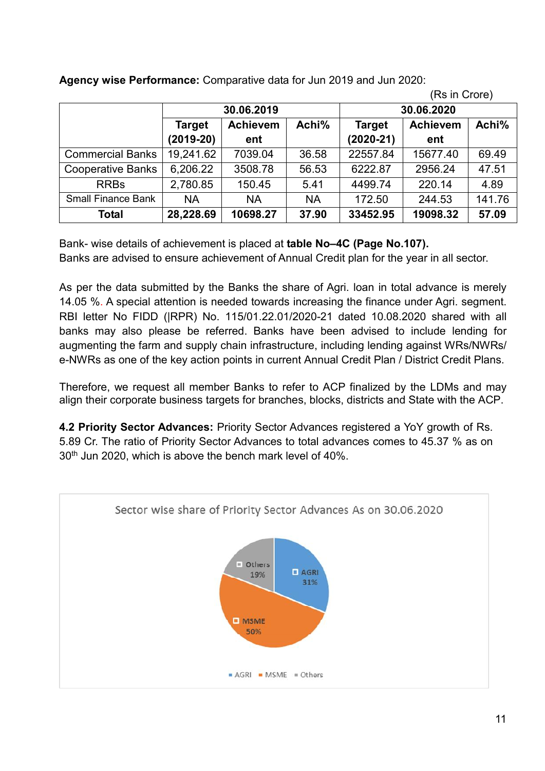**Agency wise Performance:** Comparative data for Jun 2019 and Jun 2020:

(Rs in Crore)

| | 30.06.2019 | | | 30.06.2020 | | |
|---|---|---|---|---|---|---|
| | **Target (2019-20)** | **Achievement** | **Achi%** | **Target (2020-21)** | **Achievement** | **Achi%** |
| Commercial Banks | 19,241.62 | 7039.04 | 36.58 | 22557.84 | 15677.40 | 69.49 |
| Cooperative Banks | 6,206.22 | 3508.78 | 56.53 | 6222.87 | 2956.24 | 47.51 |
| RRBs | 2,780.85 | 150.45 | 5.41 | 4499.74 | 220.14 | 4.89 |
| Small Finance Bank | NA | NA | NA | 172.50 | 244.53 | 141.76 |
| **Total** | **28,228.69** | **10698.27** | **37.90** | **33452.95** | **19098.32** | **57.09** |

Bank- wise details of achievement is placed at **table No–4C (Page No.107).**
Banks are advised to ensure achievement of Annual Credit plan for the year in all sector.

As per the data submitted by the Banks the share of Agri. loan in total advance is merely 14.05 %. A special attention is needed towards increasing the finance under Agri. segment. RBI letter No FIDD (|RPR) No. 115/01.22.01/2020-21 dated 10.08.2020 shared with all banks may also please be referred. Banks have been advised to include lending for augmenting the farm and supply chain infrastructure, including lending against WRs/NWRs/ e-NWRs as one of the key action points in current Annual Credit Plan / District Credit Plans.

Therefore, we request all member Banks to refer to ACP finalized by the LDMs and may align their corporate business targets for branches, blocks, districts and State with the ACP.

**4.2 Priority Sector Advances:** Priority Sector Advances registered a YoY growth of Rs. 5.89 Cr. The ratio of Priority Sector Advances to total advances comes to 45.37 % as on 30th Jun 2020, which is above the bench mark level of 40%.

Sector wise share of Priority Sector Advances As on 30.06.2020

| Sector | Share |
|---|---|
| AGRI | 31% |
| MSME | 50% |
| Others | 19% |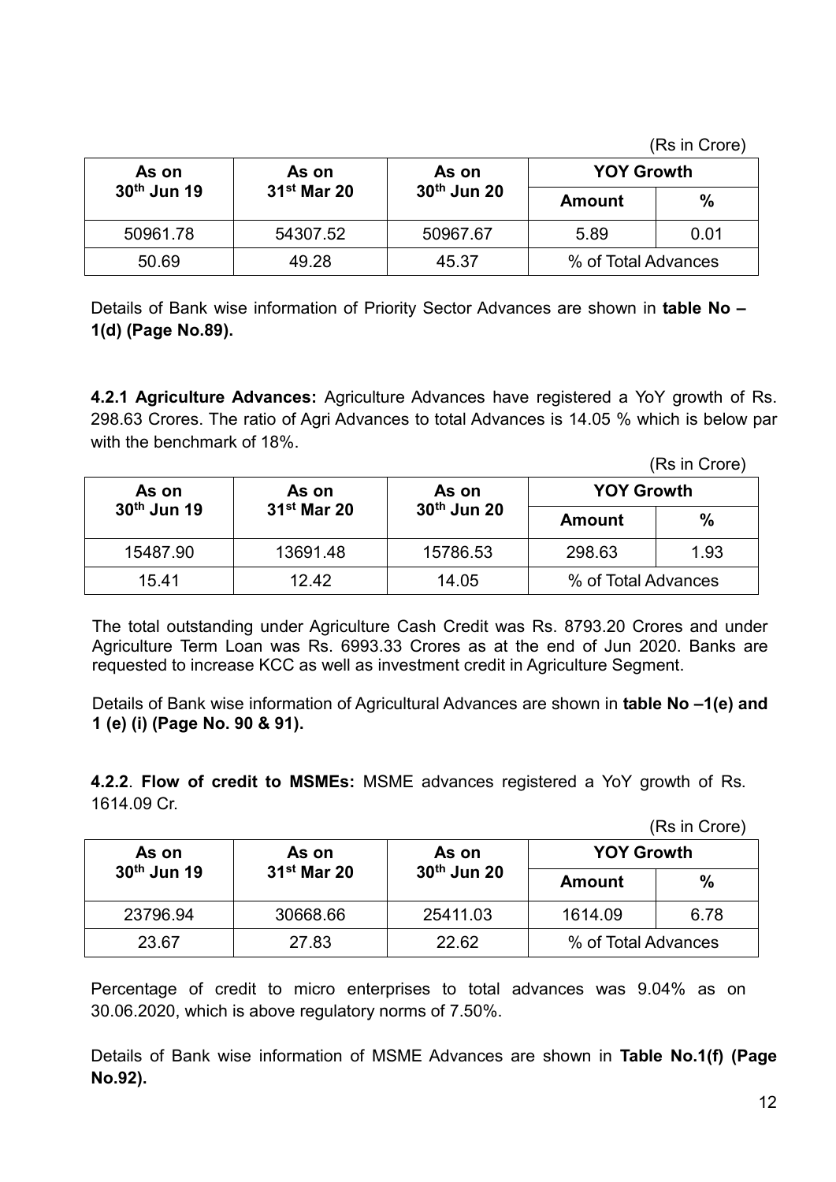(Rs in Crore)

| As on 30th Jun 19 | As on 31st Mar 20 | As on 30th Jun 20 | YOY Growth | |
|---|---|---|---|---|
| | | | Amount | % |
| 50961.78 | 54307.52 | 50967.67 | 5.89 | 0.01 |
| 50.69 | 49.28 | 45.37 | % of Total Advances | |

Details of Bank wise information of Priority Sector Advances are shown in **table No – 1(d) (Page No.89).**

**4.2.1 Agriculture Advances:** Agriculture Advances have registered a YoY growth of Rs. 298.63 Crores. The ratio of Agri Advances to total Advances is 14.05 % which is below par with the benchmark of 18%.

(Rs in Crore)

| As on 30th Jun 19 | As on 31st Mar 20 | As on 30th Jun 20 | YOY Growth | |
|---|---|---|---|---|
| | | | Amount | % |
| 15487.90 | 13691.48 | 15786.53 | 298.63 | 1.93 |
| 15.41 | 12.42 | 14.05 | % of Total Advances | |

The total outstanding under Agriculture Cash Credit was Rs. 8793.20 Crores and under Agriculture Term Loan was Rs. 6993.33 Crores as at the end of Jun 2020. Banks are requested to increase KCC as well as investment credit in Agriculture Segment.

Details of Bank wise information of Agricultural Advances are shown in **table No –1(e) and 1 (e) (i) (Page No. 90 & 91).**

**4.2.2**. **Flow of credit to MSMEs:** MSME advances registered a YoY growth of Rs. 1614.09 Cr.

(Rs in Crore)

| As on 30th Jun 19 | As on 31st Mar 20 | As on 30th Jun 20 | YOY Growth | |
|---|---|---|---|---|
| | | | Amount | % |
| 23796.94 | 30668.66 | 25411.03 | 1614.09 | 6.78 |
| 23.67 | 27.83 | 22.62 | % of Total Advances | |

Percentage of credit to micro enterprises to total advances was 9.04% as on 30.06.2020, which is above regulatory norms of 7.50%.

Details of Bank wise information of MSME Advances are shown in **Table No.1(f) (Page No.92).**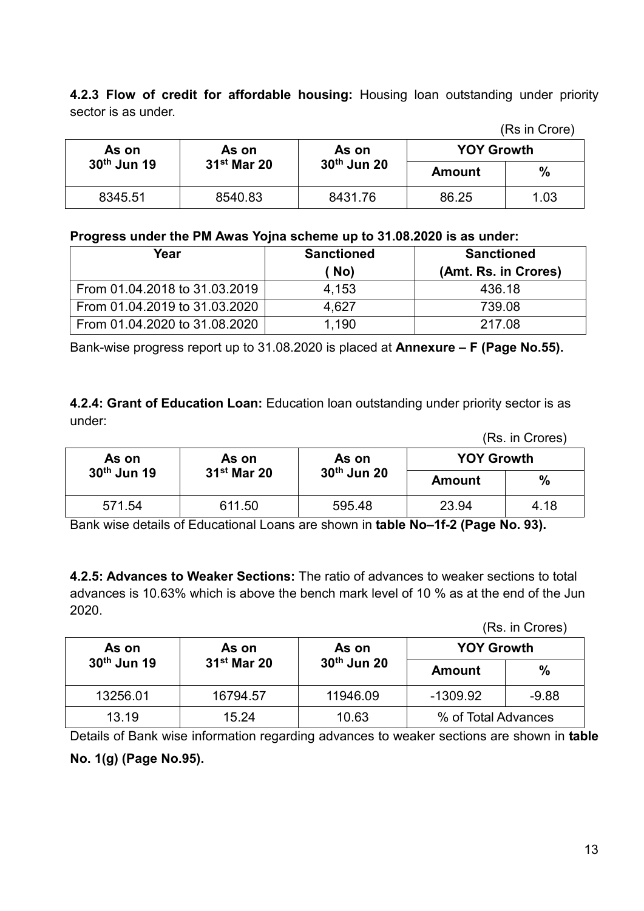**4.2.3 Flow of credit for affordable housing:** Housing loan outstanding under priority sector is as under.

(Rs in Crore)

| As on 30th Jun 19 | As on 31st Mar 20 | As on 30th Jun 20 | YOY Growth | |
|---|---|---|---|---|
| | | | Amount | % |
| 8345.51 | 8540.83 | 8431.76 | 86.25 | 1.03 |

**Progress under the PM Awas Yojna scheme up to 31.08.2020 is as under:**

| Year | Sanctioned ( No) | Sanctioned (Amt. Rs. in Crores) |
|---|---|---|
| From 01.04.2018 to 31.03.2019 | 4,153 | 436.18 |
| From 01.04.2019 to 31.03.2020 | 4,627 | 739.08 |
| From 01.04.2020 to 31.08.2020 | 1,190 | 217.08 |

Bank-wise progress report up to 31.08.2020 is placed at **Annexure – F (Page No.55).**

**4.2.4: Grant of Education Loan:** Education loan outstanding under priority sector is as under:

(Rs. in Crores)

| As on 30th Jun 19 | As on 31st Mar 20 | As on 30th Jun 20 | YOY Growth | |
|---|---|---|---|---|
| | | | Amount | % |
| 571.54 | 611.50 | 595.48 | 23.94 | 4.18 |

Bank wise details of Educational Loans are shown in **table No–1f-2 (Page No. 93).**

**4.2.5: Advances to Weaker Sections:** The ratio of advances to weaker sections to total advances is 10.63% which is above the bench mark level of 10 % as at the end of the Jun 2020.

(Rs. in Crores)

| As on 30th Jun 19 | As on 31st Mar 20 | As on 30th Jun 20 | YOY Growth | |
|---|---|---|---|---|
| | | | Amount | % |
| 13256.01 | 16794.57 | 11946.09 | -1309.92 | -9.88 |
| 13.19 | 15.24 | 10.63 | % of Total Advances | |

Details of Bank wise information regarding advances to weaker sections are shown in **table No. 1(g) (Page No.95).**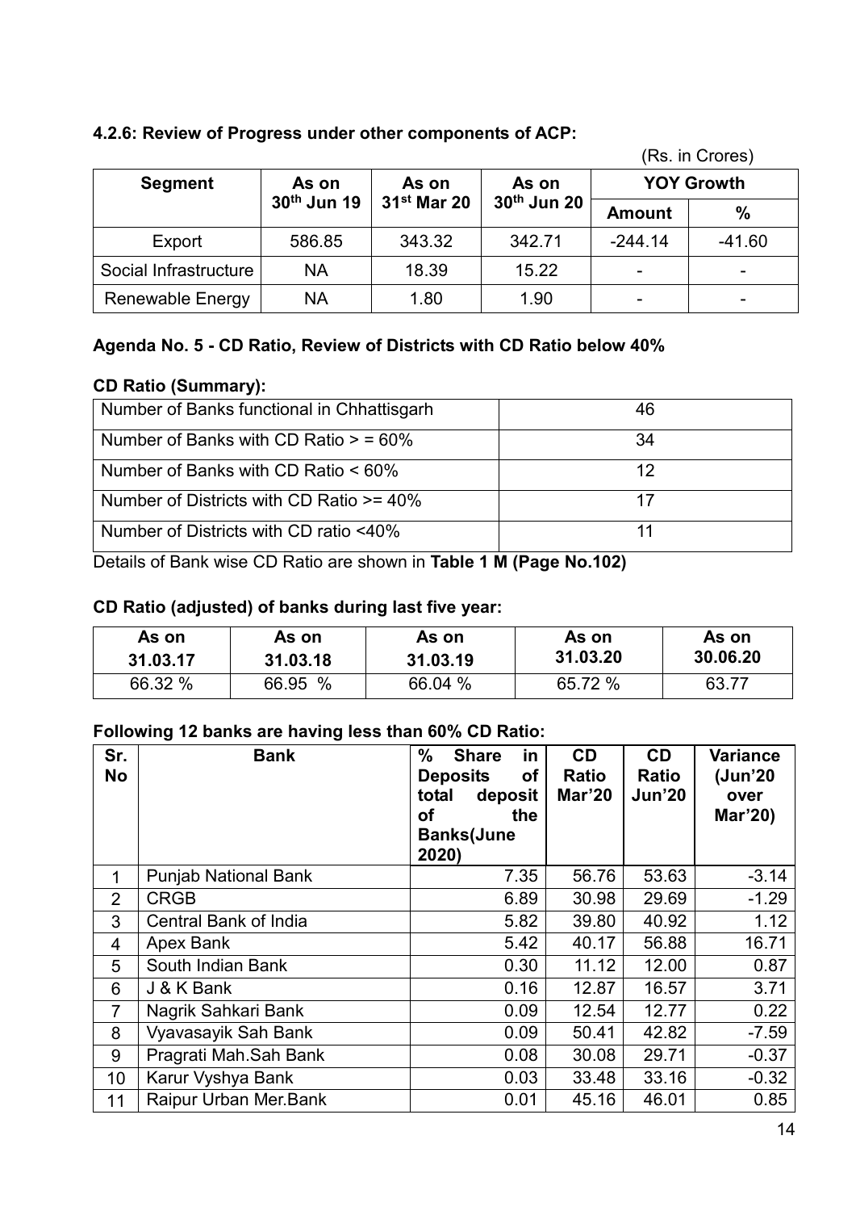### 4.2.6: Review of Progress under other components of ACP:

(Rs. in Crores)

| Segment | As on 30th Jun 19 | As on 31st Mar 20 | As on 30th Jun 20 | YOY Growth | |
|---|---|---|---|---|---|
| | | | | Amount | % |
| Export | 586.85 | 343.32 | 342.71 | -244.14 | -41.60 |
| Social Infrastructure | NA | 18.39 | 15.22 | - | - |
| Renewable Energy | NA | 1.80 | 1.90 | - | - |

### Agenda No. 5 - CD Ratio, Review of Districts with CD Ratio below 40%

**CD Ratio (Summary):**

| | |
|---|---|
| Number of Banks functional in Chhattisgarh | 46 |
| Number of Banks with CD Ratio > = 60% | 34 |
| Number of Banks with CD Ratio < 60% | 12 |
| Number of Districts with CD Ratio >= 40% | 17 |
| Number of Districts with CD ratio <40% | 11 |

Details of Bank wise CD Ratio are shown in **Table 1 M (Page No.102)**

**CD Ratio (adjusted) of banks during last five year:**

| As on 31.03.17 | As on 31.03.18 | As on 31.03.19 | As on 31.03.20 | As on 30.06.20 |
|---|---|---|---|---|
| 66.32 % | 66.95 % | 66.04 % | 65.72 % | 63.77 |

**Following 12 banks are having less than 60% CD Ratio:**

| Sr. No | Bank | % Share in Deposits of total deposit of the Banks(June 2020) | CD Ratio Mar'20 | CD Ratio Jun'20 | Variance (Jun'20 over Mar'20) |
|---|---|---|---|---|---|
| 1 | Punjab National Bank | 7.35 | 56.76 | 53.63 | -3.14 |
| 2 | CRGB | 6.89 | 30.98 | 29.69 | -1.29 |
| 3 | Central Bank of India | 5.82 | 39.80 | 40.92 | 1.12 |
| 4 | Apex Bank | 5.42 | 40.17 | 56.88 | 16.71 |
| 5 | South Indian Bank | 0.30 | 11.12 | 12.00 | 0.87 |
| 6 | J & K Bank | 0.16 | 12.87 | 16.57 | 3.71 |
| 7 | Nagrik Sahkari Bank | 0.09 | 12.54 | 12.77 | 0.22 |
| 8 | Vyavasayik Sah Bank | 0.09 | 50.41 | 42.82 | -7.59 |
| 9 | Pragrati Mah.Sah Bank | 0.08 | 30.08 | 29.71 | -0.37 |
| 10 | Karur Vyshya Bank | 0.03 | 33.48 | 33.16 | -0.32 |
| 11 | Raipur Urban Mer.Bank | 0.01 | 45.16 | 46.01 | 0.85 |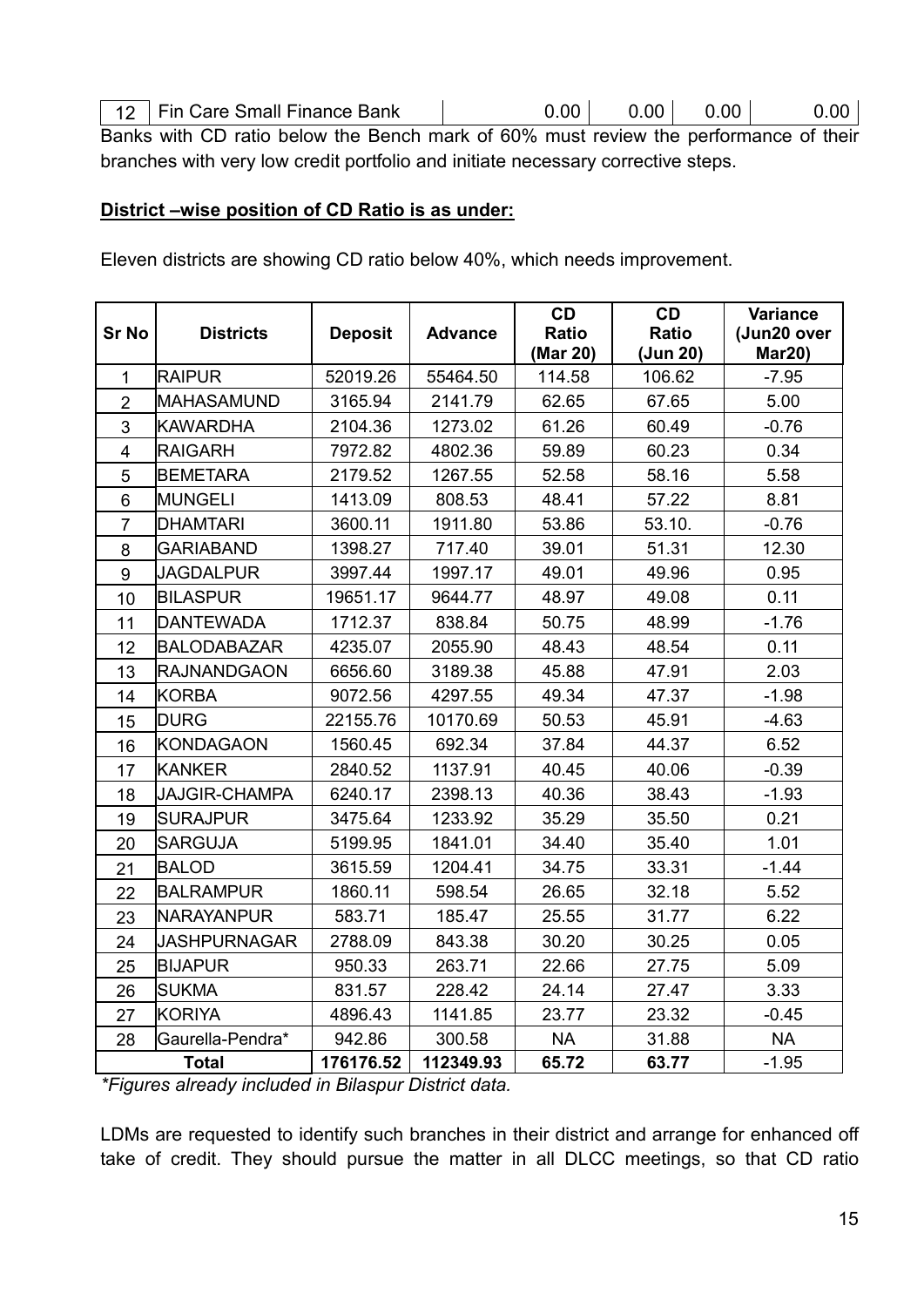| 12 | Fin Care Small Finance Bank | 0.00 | 0.00 | 0.00 | 0.00 |
|---|---|---|---|---|---|

Banks with CD ratio below the Bench mark of 60% must review the performance of their branches with very low credit portfolio and initiate necessary corrective steps.

**District –wise position of CD Ratio is as under:**

Eleven districts are showing CD ratio below 40%, which needs improvement.

| Sr No | Districts | Deposit | Advance | CD Ratio (Mar 20) | CD Ratio (Jun 20) | Variance (Jun20 over Mar20) |
|---|---|---|---|---|---|---|
| 1 | RAIPUR | 52019.26 | 55464.50 | 114.58 | 106.62 | -7.95 |
| 2 | MAHASAMUND | 3165.94 | 2141.79 | 62.65 | 67.65 | 5.00 |
| 3 | KAWARDHA | 2104.36 | 1273.02 | 61.26 | 60.49 | -0.76 |
| 4 | RAIGARH | 7972.82 | 4802.36 | 59.89 | 60.23 | 0.34 |
| 5 | BEMETARA | 2179.52 | 1267.55 | 52.58 | 58.16 | 5.58 |
| 6 | MUNGELI | 1413.09 | 808.53 | 48.41 | 57.22 | 8.81 |
| 7 | DHAMTARI | 3600.11 | 1911.80 | 53.86 | 53.10. | -0.76 |
| 8 | GARIABAND | 1398.27 | 717.40 | 39.01 | 51.31 | 12.30 |
| 9 | JAGDALPUR | 3997.44 | 1997.17 | 49.01 | 49.96 | 0.95 |
| 10 | BILASPUR | 19651.17 | 9644.77 | 48.97 | 49.08 | 0.11 |
| 11 | DANTEWADA | 1712.37 | 838.84 | 50.75 | 48.99 | -1.76 |
| 12 | BALODABAZAR | 4235.07 | 2055.90 | 48.43 | 48.54 | 0.11 |
| 13 | RAJNANDGAON | 6656.60 | 3189.38 | 45.88 | 47.91 | 2.03 |
| 14 | KORBA | 9072.56 | 4297.55 | 49.34 | 47.37 | -1.98 |
| 15 | DURG | 22155.76 | 10170.69 | 50.53 | 45.91 | -4.63 |
| 16 | KONDAGAON | 1560.45 | 692.34 | 37.84 | 44.37 | 6.52 |
| 17 | KANKER | 2840.52 | 1137.91 | 40.45 | 40.06 | -0.39 |
| 18 | JAJGIR-CHAMPA | 6240.17 | 2398.13 | 40.36 | 38.43 | -1.93 |
| 19 | SURAJPUR | 3475.64 | 1233.92 | 35.29 | 35.50 | 0.21 |
| 20 | SARGUJA | 5199.95 | 1841.01 | 34.40 | 35.40 | 1.01 |
| 21 | BALOD | 3615.59 | 1204.41 | 34.75 | 33.31 | -1.44 |
| 22 | BALRAMPUR | 1860.11 | 598.54 | 26.65 | 32.18 | 5.52 |
| 23 | NARAYANPUR | 583.71 | 185.47 | 25.55 | 31.77 | 6.22 |
| 24 | JASHPURNAGAR | 2788.09 | 843.38 | 30.20 | 30.25 | 0.05 |
| 25 | BIJAPUR | 950.33 | 263.71 | 22.66 | 27.75 | 5.09 |
| 26 | SUKMA | 831.57 | 228.42 | 24.14 | 27.47 | 3.33 |
| 27 | KORIYA | 4896.43 | 1141.85 | 23.77 | 23.32 | -0.45 |
| 28 | Gaurella-Pendra* | 942.86 | 300.58 | NA | 31.88 | NA |
| Total | | 176176.52 | 112349.93 | 65.72 | 63.77 | -1.95 |

*\*Figures already included in Bilaspur District data.*

LDMs are requested to identify such branches in their district and arrange for enhanced off take of credit. They should pursue the matter in all DLCC meetings, so that CD ratio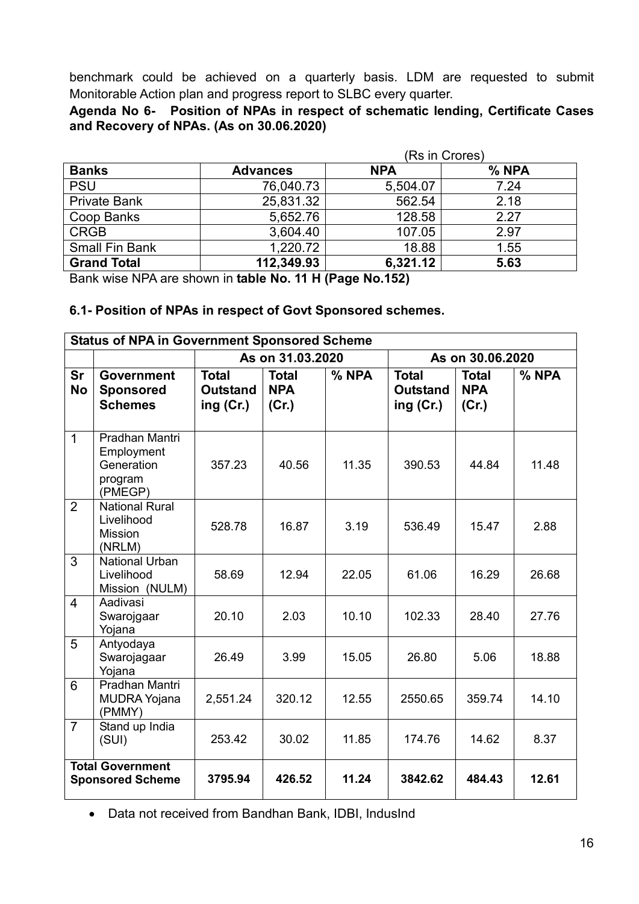benchmark could be achieved on a quarterly basis. LDM are requested to submit Monitorable Action plan and progress report to SLBC every quarter.

**Agenda No 6- Position of NPAs in respect of schematic lending, Certificate Cases and Recovery of NPAs. (As on 30.06.2020)**

(Rs in Crores)

| Banks | Advances | NPA | % NPA |
|---|---|---|---|
| PSU | 76,040.73 | 5,504.07 | 7.24 |
| Private Bank | 25,831.32 | 562.54 | 2.18 |
| Coop Banks | 5,652.76 | 128.58 | 2.27 |
| CRGB | 3,604.40 | 107.05 | 2.97 |
| Small Fin Bank | 1,220.72 | 18.88 | 1.55 |
| **Grand Total** | **112,349.93** | **6,321.12** | **5.63** |

Bank wise NPA are shown in **table No. 11 H (Page No.152)**

**6.1- Position of NPAs in respect of Govt Sponsored schemes.**

| **Status of NPA in Government Sponsored Scheme** | | | | | | | |
|---|---|---|---|---|---|---|---|
| | | As on 31.03.2020 | | | As on 30.06.2020 | | |
| **Sr No** | **Government Sponsored Schemes** | **Total Outstanding (Cr.)** | **Total NPA (Cr.)** | **% NPA** | **Total Outstanding (Cr.)** | **Total NPA (Cr.)** | **% NPA** |
| 1 | Pradhan Mantri Employment Generation program (PMEGP) | 357.23 | 40.56 | 11.35 | 390.53 | 44.84 | 11.48 |
| 2 | National Rural Livelihood Mission (NRLM) | 528.78 | 16.87 | 3.19 | 536.49 | 15.47 | 2.88 |
| 3 | National Urban Livelihood Mission (NULM) | 58.69 | 12.94 | 22.05 | 61.06 | 16.29 | 26.68 |
| 4 | Aadivasi Swarojgaar Yojana | 20.10 | 2.03 | 10.10 | 102.33 | 28.40 | 27.76 |
| 5 | Antyodaya Swarojagaar Yojana | 26.49 | 3.99 | 15.05 | 26.80 | 5.06 | 18.88 |
| 6 | Pradhan Mantri MUDRA Yojana (PMMY) | 2,551.24 | 320.12 | 12.55 | 2550.65 | 359.74 | 14.10 |
| 7 | Stand up India (SUI) | 253.42 | 30.02 | 11.85 | 174.76 | 14.62 | 8.37 |
| **Total Government Sponsored Scheme** | | **3795.94** | **426.52** | **11.24** | **3842.62** | **484.43** | **12.61** |

- Data not received from Bandhan Bank, IDBI, IndusInd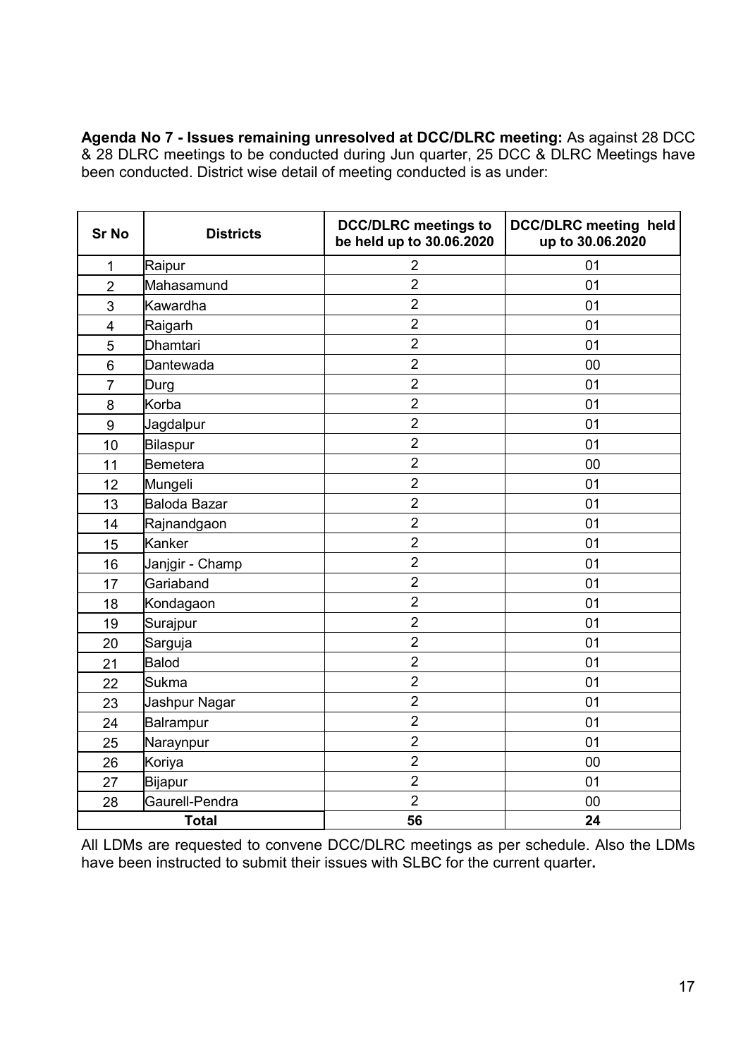**Agenda No 7 - Issues remaining unresolved at DCC/DLRC meeting:** As against 28 DCC & 28 DLRC meetings to be conducted during Jun quarter, 25 DCC & DLRC Meetings have been conducted. District wise detail of meeting conducted is as under:

| Sr No | Districts | DCC/DLRC meetings to be held up to 30.06.2020 | DCC/DLRC meeting held up to 30.06.2020 |
|---|---|---|---|
| 1 | Raipur | 2 | 01 |
| 2 | Mahasamund | 2 | 01 |
| 3 | Kawardha | 2 | 01 |
| 4 | Raigarh | 2 | 01 |
| 5 | Dhamtari | 2 | 01 |
| 6 | Dantewada | 2 | 00 |
| 7 | Durg | 2 | 01 |
| 8 | Korba | 2 | 01 |
| 9 | Jagdalpur | 2 | 01 |
| 10 | Bilaspur | 2 | 01 |
| 11 | Bemetera | 2 | 00 |
| 12 | Mungeli | 2 | 01 |
| 13 | Baloda Bazar | 2 | 01 |
| 14 | Rajnandgaon | 2 | 01 |
| 15 | Kanker | 2 | 01 |
| 16 | Janjgir - Champ | 2 | 01 |
| 17 | Gariaband | 2 | 01 |
| 18 | Kondagaon | 2 | 01 |
| 19 | Surajpur | 2 | 01 |
| 20 | Sarguja | 2 | 01 |
| 21 | Balod | 2 | 01 |
| 22 | Sukma | 2 | 01 |
| 23 | Jashpur Nagar | 2 | 01 |
| 24 | Balrampur | 2 | 01 |
| 25 | Naraynpur | 2 | 01 |
| 26 | Koriya | 2 | 00 |
| 27 | Bijapur | 2 | 01 |
| 28 | Gaurell-Pendra | 2 | 00 |
| **Total** | | **56** | **24** |

All LDMs are requested to convene DCC/DLRC meetings as per schedule. Also the LDMs have been instructed to submit their issues with SLBC for the current quarter**.**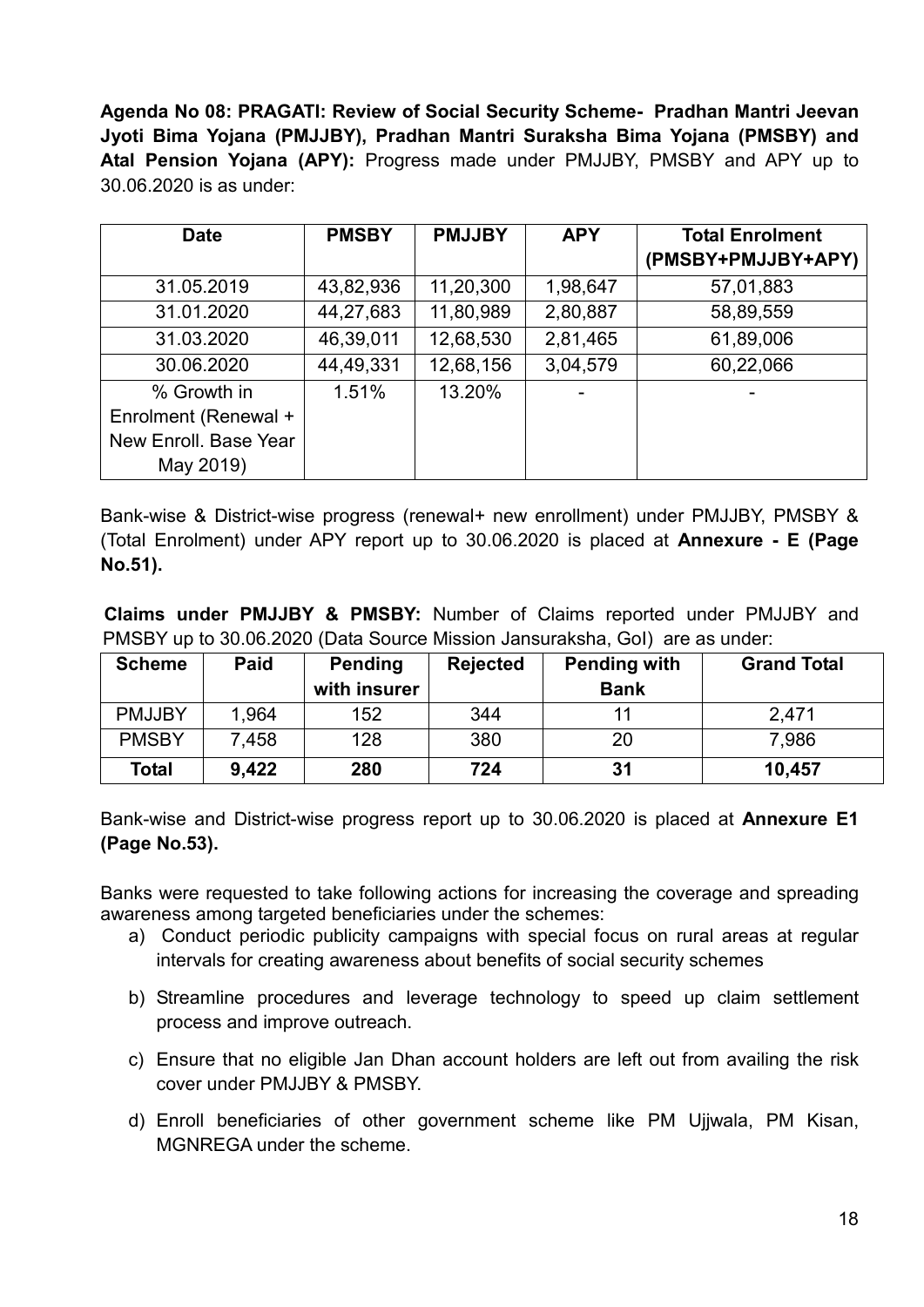**Agenda No 08: PRAGATI: Review of Social Security Scheme- Pradhan Mantri Jeevan Jyoti Bima Yojana (PMJJBY), Pradhan Mantri Suraksha Bima Yojana (PMSBY) and Atal Pension Yojana (APY):** Progress made under PMJJBY, PMSBY and APY up to 30.06.2020 is as under:

| Date | PMSBY | PMJJBY | APY | Total Enrolment (PMSBY+PMJJBY+APY) |
|---|---|---|---|---|
| 31.05.2019 | 43,82,936 | 11,20,300 | 1,98,647 | 57,01,883 |
| 31.01.2020 | 44,27,683 | 11,80,989 | 2,80,887 | 58,89,559 |
| 31.03.2020 | 46,39,011 | 12,68,530 | 2,81,465 | 61,89,006 |
| 30.06.2020 | 44,49,331 | 12,68,156 | 3,04,579 | 60,22,066 |
| % Growth in Enrolment (Renewal + New Enroll. Base Year May 2019) | 1.51% | 13.20% | - | - |

Bank-wise & District-wise progress (renewal+ new enrollment) under PMJJBY, PMSBY & (Total Enrolment) under APY report up to 30.06.2020 is placed at **Annexure - E (Page No.51).**

**Claims under PMJJBY & PMSBY:** Number of Claims reported under PMJJBY and PMSBY up to 30.06.2020 (Data Source Mission Jansuraksha, GoI) are as under:

| Scheme | Paid | Pending with insurer | Rejected | Pending with Bank | Grand Total |
|---|---|---|---|---|---|
| PMJJBY | 1,964 | 152 | 344 | 11 | 2,471 |
| PMSBY | 7,458 | 128 | 380 | 20 | 7,986 |
| **Total** | **9,422** | **280** | **724** | **31** | **10,457** |

Bank-wise and District-wise progress report up to 30.06.2020 is placed at **Annexure E1 (Page No.53).**

Banks were requested to take following actions for increasing the coverage and spreading awareness among targeted beneficiaries under the schemes:

a) Conduct periodic publicity campaigns with special focus on rural areas at regular intervals for creating awareness about benefits of social security schemes

b) Streamline procedures and leverage technology to speed up claim settlement process and improve outreach.

c) Ensure that no eligible Jan Dhan account holders are left out from availing the risk cover under PMJJBY & PMSBY.

d) Enroll beneficiaries of other government scheme like PM Ujjwala, PM Kisan, MGNREGA under the scheme.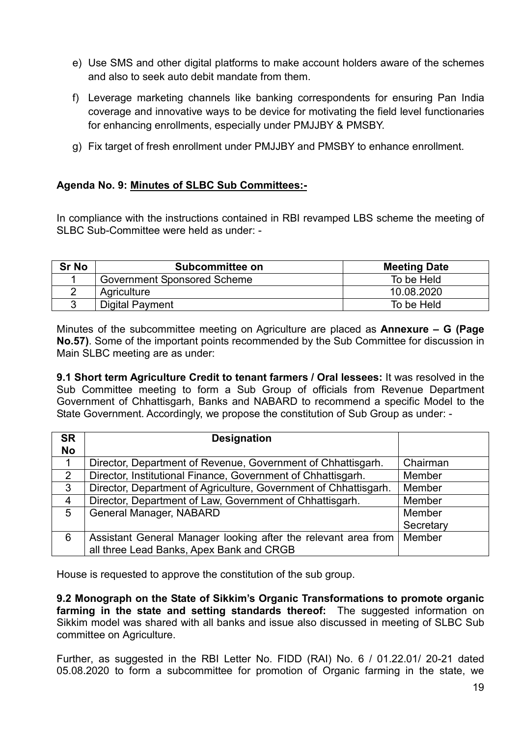e) Use SMS and other digital platforms to make account holders aware of the schemes and also to seek auto debit mandate from them.

f) Leverage marketing channels like banking correspondents for ensuring Pan India coverage and innovative ways to be device for motivating the field level functionaries for enhancing enrollments, especially under PMJJBY & PMSBY.

g) Fix target of fresh enrollment under PMJJBY and PMSBY to enhance enrollment.

**Agenda No. 9: Minutes of SLBC Sub Committees:-**

In compliance with the instructions contained in RBI revamped LBS scheme the meeting of SLBC Sub-Committee were held as under: -

| Sr No | Subcommittee on | Meeting Date |
|---|---|---|
| 1 | Government Sponsored Scheme | To be Held |
| 2 | Agriculture | 10.08.2020 |
| 3 | Digital Payment | To be Held |

Minutes of the subcommittee meeting on Agriculture are placed as **Annexure – G (Page No.57)**. Some of the important points recommended by the Sub Committee for discussion in Main SLBC meeting are as under:

**9.1 Short term Agriculture Credit to tenant farmers / Oral lessees:** It was resolved in the Sub Committee meeting to form a Sub Group of officials from Revenue Department Government of Chhattisgarh, Banks and NABARD to recommend a specific Model to the State Government. Accordingly, we propose the constitution of Sub Group as under: -

| SR No | Designation | |
|---|---|---|
| 1 | Director, Department of Revenue, Government of Chhattisgarh. | Chairman |
| 2 | Director, Institutional Finance, Government of Chhattisgarh. | Member |
| 3 | Director, Department of Agriculture, Government of Chhattisgarh. | Member |
| 4 | Director, Department of Law, Government of Chhattisgarh. | Member |
| 5 | General Manager, NABARD | Member Secretary |
| 6 | Assistant General Manager looking after the relevant area from all three Lead Banks, Apex Bank and CRGB | Member |

House is requested to approve the constitution of the sub group.

**9.2 Monograph on the State of Sikkim's Organic Transformations to promote organic farming in the state and setting standards thereof:** The suggested information on Sikkim model was shared with all banks and issue also discussed in meeting of SLBC Sub committee on Agriculture.

Further, as suggested in the RBI Letter No. FIDD (RAI) No. 6 / 01.22.01/ 20-21 dated 05.08.2020 to form a subcommittee for promotion of Organic farming in the state, we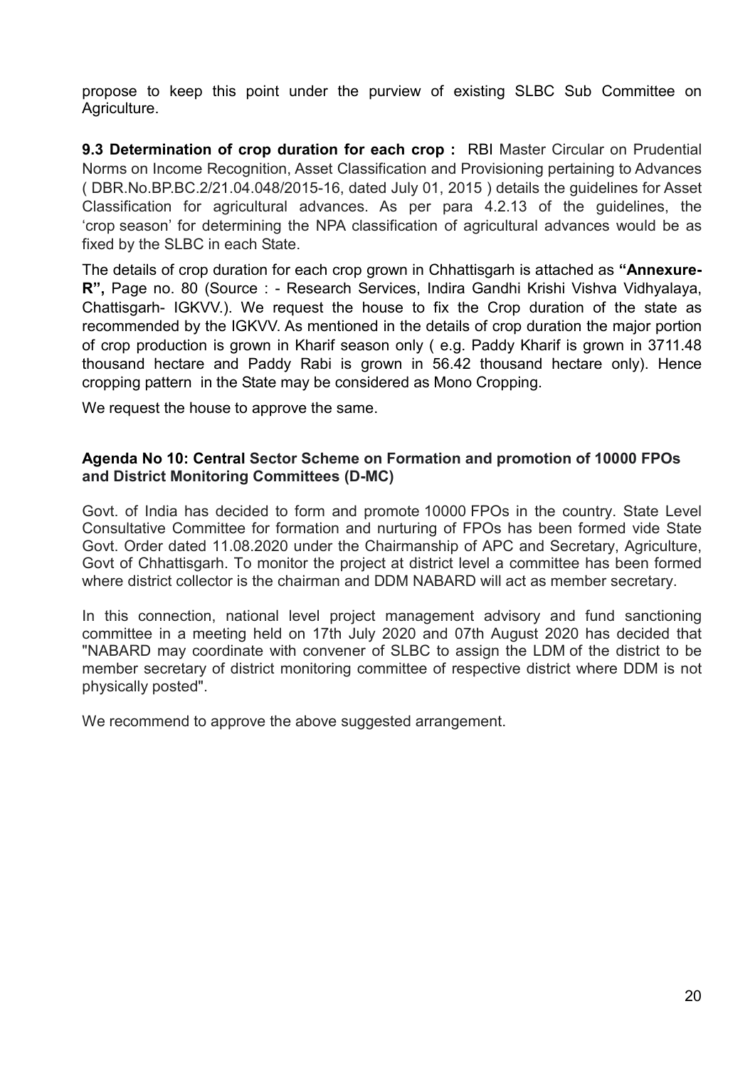propose to keep this point under the purview of existing SLBC Sub Committee on Agriculture.

**9.3 Determination of crop duration for each crop :** RBI Master Circular on Prudential Norms on Income Recognition, Asset Classification and Provisioning pertaining to Advances ( DBR.No.BP.BC.2/21.04.048/2015-16, dated July 01, 2015 ) details the guidelines for Asset Classification for agricultural advances. As per para 4.2.13 of the guidelines, the 'crop season' for determining the NPA classification of agricultural advances would be as fixed by the SLBC in each State.

The details of crop duration for each crop grown in Chhattisgarh is attached as **"Annexure-R",** Page no. 80 (Source : - Research Services, Indira Gandhi Krishi Vishva Vidhyalaya, Chattisgarh- IGKVV.). We request the house to fix the Crop duration of the state as recommended by the IGKVV. As mentioned in the details of crop duration the major portion of crop production is grown in Kharif season only ( e.g. Paddy Kharif is grown in 3711.48 thousand hectare and Paddy Rabi is grown in 56.42 thousand hectare only). Hence cropping pattern in the State may be considered as Mono Cropping.

We request the house to approve the same.

### Agenda No 10: Central Sector Scheme on Formation and promotion of 10000 FPOs and District Monitoring Committees (D-MC)

Govt. of India has decided to form and promote 10000 FPOs in the country. State Level Consultative Committee for formation and nurturing of FPOs has been formed vide State Govt. Order dated 11.08.2020 under the Chairmanship of APC and Secretary, Agriculture, Govt of Chhattisgarh. To monitor the project at district level a committee has been formed where district collector is the chairman and DDM NABARD will act as member secretary.

In this connection, national level project management advisory and fund sanctioning committee in a meeting held on 17th July 2020 and 07th August 2020 has decided that "NABARD may coordinate with convener of SLBC to assign the LDM of the district to be member secretary of district monitoring committee of respective district where DDM is not physically posted".

We recommend to approve the above suggested arrangement.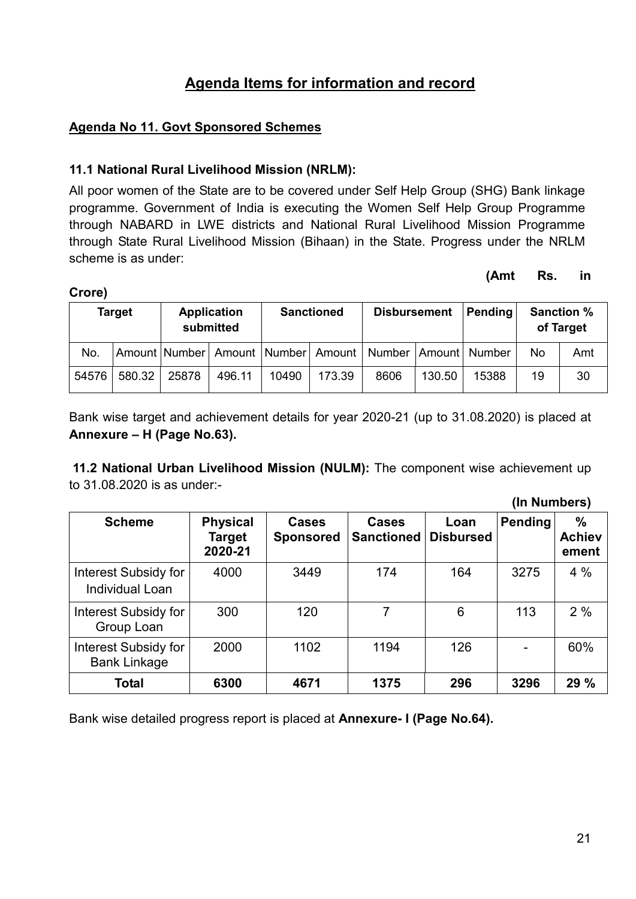# Agenda Items for information and record

## Agenda No 11. Govt Sponsored Schemes

### 11.1 National Rural Livelihood Mission (NRLM):

All poor women of the State are to be covered under Self Help Group (SHG) Bank linkage programme. Government of India is executing the Women Self Help Group Programme through NABARD in LWE districts and National Rural Livelihood Mission Programme through State Rural Livelihood Mission (Bihaan) in the State. Progress under the NRLM scheme is as under:

(Amt Rs. in Crore)

| Target | | Application submitted | | Sanctioned | | Disbursement | | Pending | Sanction % of Target | |
|---|---|---|---|---|---|---|---|---|---|---|
| No. | Amount | Number | Amount | Number | Amount | Number | Amount | Number | No | Amt |
| 54576 | 580.32 | 25878 | 496.11 | 10490 | 173.39 | 8606 | 130.50 | 15388 | 19 | 30 |

Bank wise target and achievement details for year 2020-21 (up to 31.08.2020) is placed at **Annexure – H (Page No.63).**

**11.2 National Urban Livelihood Mission (NULM):** The component wise achievement up to 31.08.2020 is as under:-

(In Numbers)

| Scheme | Physical Target 2020-21 | Cases Sponsored | Cases Sanctioned | Loan Disbursed | Pending | % Achievement |
|---|---|---|---|---|---|---|
| Interest Subsidy for Individual Loan | 4000 | 3449 | 174 | 164 | 3275 | 4 % |
| Interest Subsidy for Group Loan | 300 | 120 | 7 | 6 | 113 | 2 % |
| Interest Subsidy for Bank Linkage | 2000 | 1102 | 1194 | 126 | - | 60% |
| **Total** | **6300** | **4671** | **1375** | **296** | **3296** | **29 %** |

Bank wise detailed progress report is placed at **Annexure- I (Page No.64).**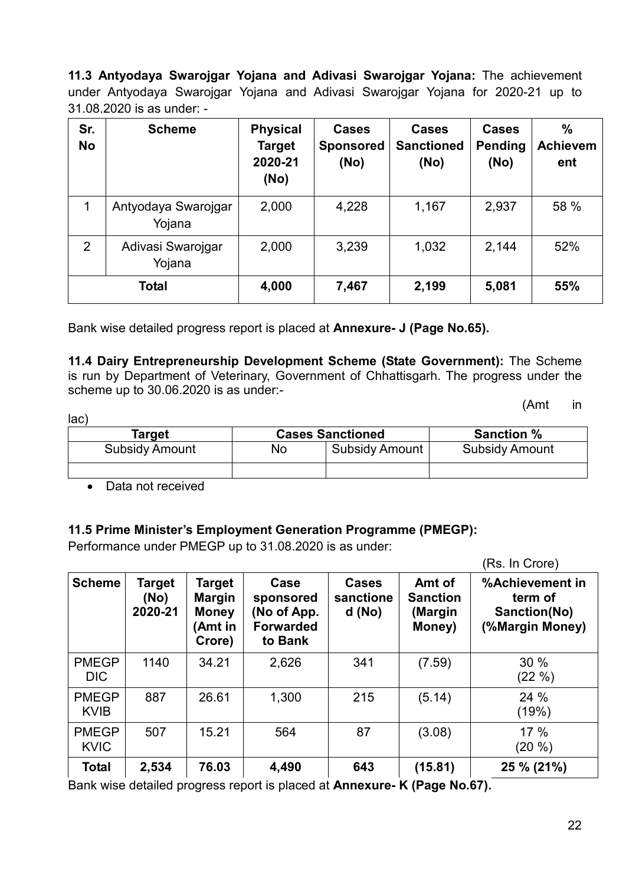**11.3 Antyodaya Swarojgar Yojana and Adivasi Swarojgar Yojana:** The achievement under Antyodaya Swarojgar Yojana and Adivasi Swarojgar Yojana for 2020-21 up to 31.08.2020 is as under: -

| Sr. No | Scheme | Physical Target 2020-21 (No) | Cases Sponsored (No) | Cases Sanctioned (No) | Cases Pending (No) | % Achievement |
|---|---|---|---|---|---|---|
| 1 | Antyodaya Swarojgar Yojana | 2,000 | 4,228 | 1,167 | 2,937 | 58 % |
| 2 | Adivasi Swarojgar Yojana | 2,000 | 3,239 | 1,032 | 2,144 | 52% |
| **Total** | | **4,000** | **7,467** | **2,199** | **5,081** | **55%** |

Bank wise detailed progress report is placed at **Annexure- J (Page No.65).**

**11.4 Dairy Entrepreneurship Development Scheme (State Government):** The Scheme is run by Department of Veterinary, Government of Chhattisgarh. The progress under the scheme up to 30.06.2020 is as under:-

(Amt in lac)

| Target | Cases Sanctioned | | Sanction % |
|---|---|---|---|
| Subsidy Amount | No | Subsidy Amount | Subsidy Amount |
| | | | |

- Data not received

**11.5 Prime Minister's Employment Generation Programme (PMEGP):**

Performance under PMEGP up to 31.08.2020 is as under:

(Rs. In Crore)

| Scheme | Target (No) 2020-21 | Target Margin Money (Amt in Crore) | Case sponsored (No of App. Forwarded to Bank | Cases sanctioned (No) | Amt of Sanction (Margin Money) | %Achievement in term of Sanction(No) (%Margin Money) |
|---|---|---|---|---|---|---|
| PMEGP DIC | 1140 | 34.21 | 2,626 | 341 | (7.59) | 30 % (22 %) |
| PMEGP KVIB | 887 | 26.61 | 1,300 | 215 | (5.14) | 24 % (19%) |
| PMEGP KVIC | 507 | 15.21 | 564 | 87 | (3.08) | 17 % (20 %) |
| **Total** | **2,534** | **76.03** | **4,490** | **643** | **(15.81)** | **25 % (21%)** |

Bank wise detailed progress report is placed at **Annexure- K (Page No.67).**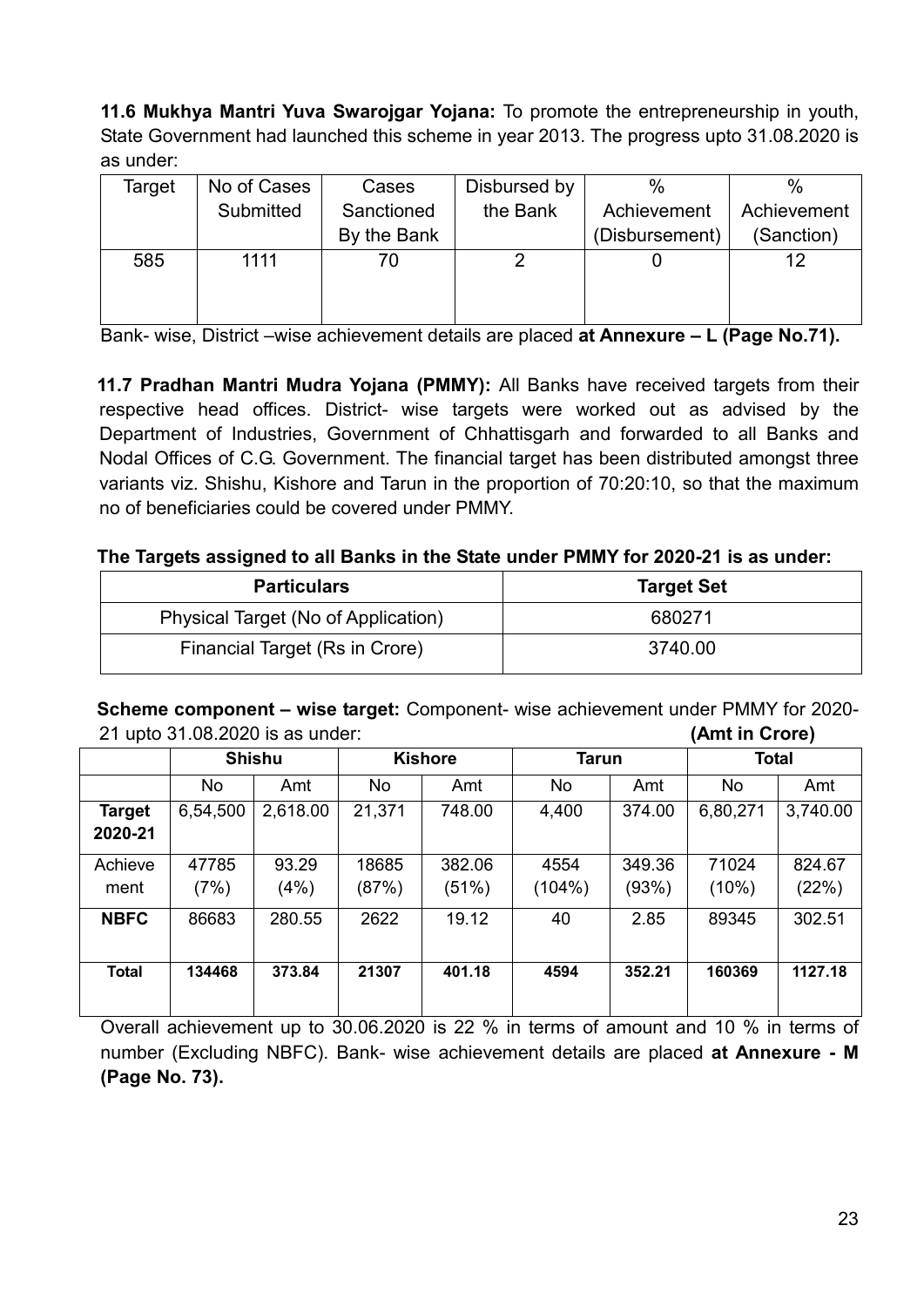**11.6 Mukhya Mantri Yuva Swarojgar Yojana:** To promote the entrepreneurship in youth, State Government had launched this scheme in year 2013. The progress upto 31.08.2020 is as under:

| Target | No of Cases Submitted | Cases Sanctioned By the Bank | Disbursed by the Bank | % Achievement (Disbursement) | % Achievement (Sanction) |
|---|---|---|---|---|---|
| 585 | 1111 | 70 | 2 | 0 | 12 |

Bank- wise, District –wise achievement details are placed **at Annexure – L (Page No.71).**

**11.7 Pradhan Mantri Mudra Yojana (PMMY):** All Banks have received targets from their respective head offices. District- wise targets were worked out as advised by the Department of Industries, Government of Chhattisgarh and forwarded to all Banks and Nodal Offices of C.G. Government. The financial target has been distributed amongst three variants viz. Shishu, Kishore and Tarun in the proportion of 70:20:10, so that the maximum no of beneficiaries could be covered under PMMY.

**The Targets assigned to all Banks in the State under PMMY for 2020-21 is as under:**

| Particulars | Target Set |
|---|---|
| Physical Target (No of Application) | 680271 |
| Financial Target (Rs in Crore) | 3740.00 |

**Scheme component – wise target:** Component- wise achievement under PMMY for 2020-21 upto 31.08.2020 is as under: **(Amt in Crore)**

| | Shishu | | Kishore | | Tarun | | Total | |
|---|---|---|---|---|---|---|---|---|
| | No | Amt | No | Amt | No | Amt | No | Amt |
| **Target 2020-21** | 6,54,500 | 2,618.00 | 21,371 | 748.00 | 4,400 | 374.00 | 6,80,271 | 3,740.00 |
| Achieve ment | 47785 (7%) | 93.29 (4%) | 18685 (87%) | 382.06 (51%) | 4554 (104%) | 349.36 (93%) | 71024 (10%) | 824.67 (22%) |
| **NBFC** | 86683 | 280.55 | 2622 | 19.12 | 40 | 2.85 | 89345 | 302.51 |
| **Total** | **134468** | **373.84** | **21307** | **401.18** | **4594** | **352.21** | **160369** | **1127.18** |

Overall achievement up to 30.06.2020 is 22 % in terms of amount and 10 % in terms of number (Excluding NBFC). Bank- wise achievement details are placed **at Annexure - M (Page No. 73).**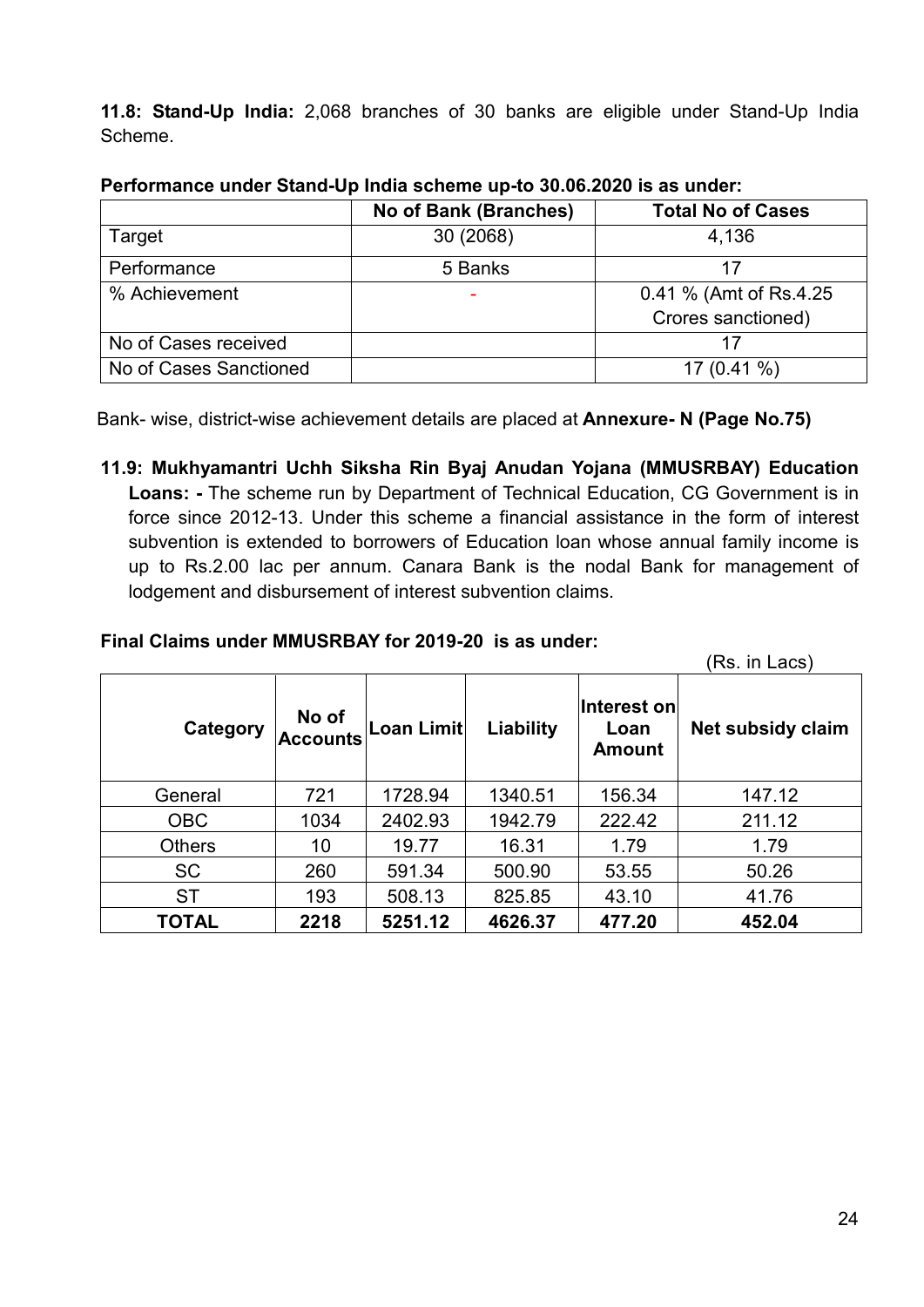**11.8: Stand-Up India:** 2,068 branches of 30 banks are eligible under Stand-Up India Scheme.

**Performance under Stand-Up India scheme up-to 30.06.2020 is as under:**

| | No of Bank (Branches) | Total No of Cases |
|---|---|---|
| Target | 30 (2068) | 4,136 |
| Performance | 5 Banks | 17 |
| % Achievement | - | 0.41 % (Amt of Rs.4.25 Crores sanctioned) |
| No of Cases received | | 17 |
| No of Cases Sanctioned | | 17 (0.41 %) |

Bank- wise, district-wise achievement details are placed at **Annexure- N (Page No.75)**

**11.9: Mukhyamantri Uchh Siksha Rin Byaj Anudan Yojana (MMUSRBAY) Education Loans: -** The scheme run by Department of Technical Education, CG Government is in force since 2012-13. Under this scheme a financial assistance in the form of interest subvention is extended to borrowers of Education loan whose annual family income is up to Rs.2.00 lac per annum. Canara Bank is the nodal Bank for management of lodgement and disbursement of interest subvention claims.

**Final Claims under MMUSRBAY for 2019-20 is as under:**

(Rs. in Lacs)

| Category | No of Accounts | Loan Limit | Liability | Interest on Loan Amount | Net subsidy claim |
|---|---|---|---|---|---|
| General | 721 | 1728.94 | 1340.51 | 156.34 | 147.12 |
| OBC | 1034 | 2402.93 | 1942.79 | 222.42 | 211.12 |
| Others | 10 | 19.77 | 16.31 | 1.79 | 1.79 |
| SC | 260 | 591.34 | 500.90 | 53.55 | 50.26 |
| ST | 193 | 508.13 | 825.85 | 43.10 | 41.76 |
| **TOTAL** | **2218** | **5251.12** | **4626.37** | **477.20** | **452.04** |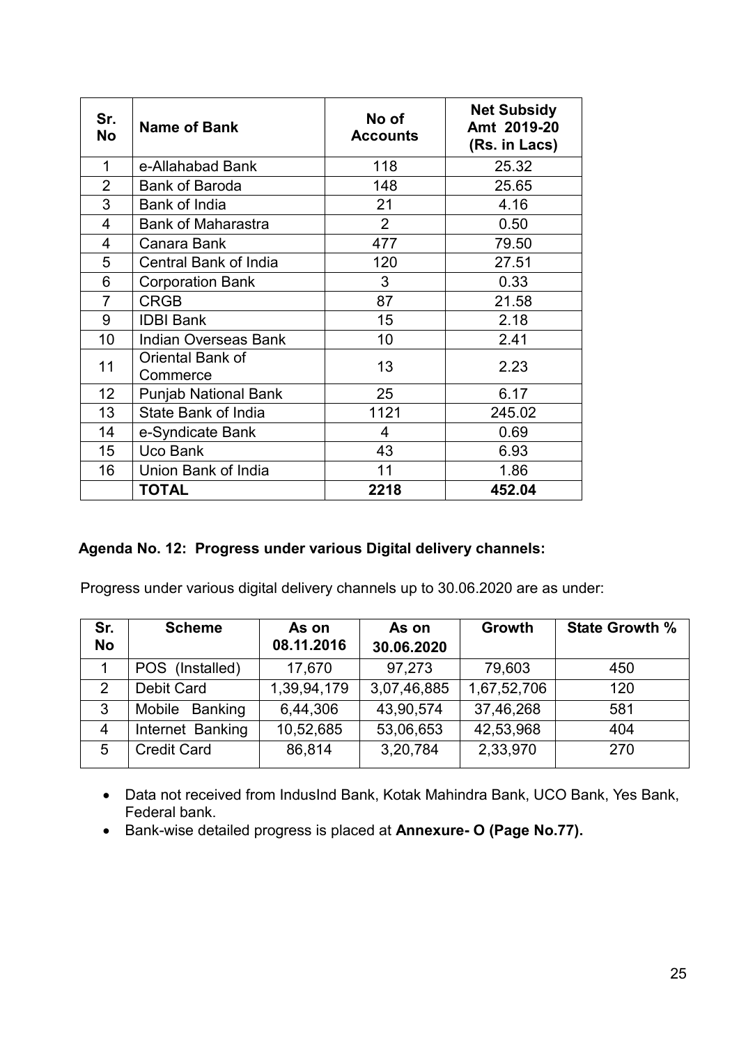| Sr. No | Name of Bank | No of Accounts | Net Subsidy Amt 2019-20 (Rs. in Lacs) |
|---|---|---|---|
| 1 | e-Allahabad Bank | 118 | 25.32 |
| 2 | Bank of Baroda | 148 | 25.65 |
| 3 | Bank of India | 21 | 4.16 |
| 4 | Bank of Maharastra | 2 | 0.50 |
| 4 | Canara Bank | 477 | 79.50 |
| 5 | Central Bank of India | 120 | 27.51 |
| 6 | Corporation Bank | 3 | 0.33 |
| 7 | CRGB | 87 | 21.58 |
| 9 | IDBI Bank | 15 | 2.18 |
| 10 | Indian Overseas Bank | 10 | 2.41 |
| 11 | Oriental Bank of Commerce | 13 | 2.23 |
| 12 | Punjab National Bank | 25 | 6.17 |
| 13 | State Bank of India | 1121 | 245.02 |
| 14 | e-Syndicate Bank | 4 | 0.69 |
| 15 | Uco Bank | 43 | 6.93 |
| 16 | Union Bank of India | 11 | 1.86 |
| | **TOTAL** | **2218** | **452.04** |

**Agenda No. 12: Progress under various Digital delivery channels:**

Progress under various digital delivery channels up to 30.06.2020 are as under:

| Sr. No | Scheme | As on 08.11.2016 | As on 30.06.2020 | Growth | State Growth % |
|---|---|---|---|---|---|
| 1 | POS (Installed) | 17,670 | 97,273 | 79,603 | 450 |
| 2 | Debit Card | 1,39,94,179 | 3,07,46,885 | 1,67,52,706 | 120 |
| 3 | Mobile Banking | 6,44,306 | 43,90,574 | 37,46,268 | 581 |
| 4 | Internet Banking | 10,52,685 | 53,06,653 | 42,53,968 | 404 |
| 5 | Credit Card | 86,814 | 3,20,784 | 2,33,970 | 270 |

- Data not received from IndusInd Bank, Kotak Mahindra Bank, UCO Bank, Yes Bank, Federal bank.
- Bank-wise detailed progress is placed at **Annexure- O (Page No.77).**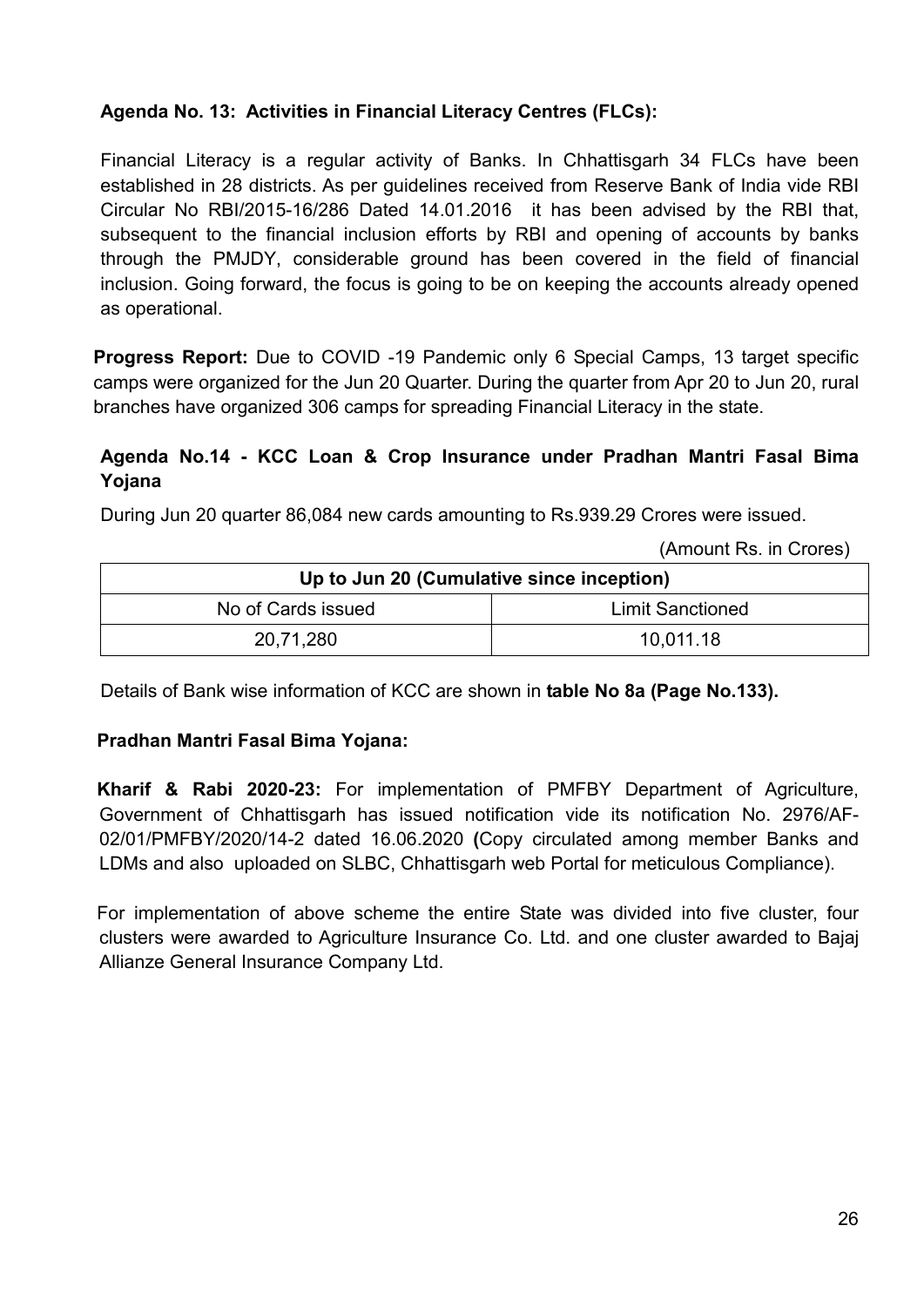### Agenda No. 13: Activities in Financial Literacy Centres (FLCs):

Financial Literacy is a regular activity of Banks. In Chhattisgarh 34 FLCs have been established in 28 districts. As per guidelines received from Reserve Bank of India vide RBI Circular No RBI/2015-16/286 Dated 14.01.2016 it has been advised by the RBI that, subsequent to the financial inclusion efforts by RBI and opening of accounts by banks through the PMJDY, considerable ground has been covered in the field of financial inclusion. Going forward, the focus is going to be on keeping the accounts already opened as operational.

**Progress Report:** Due to COVID -19 Pandemic only 6 Special Camps, 13 target specific camps were organized for the Jun 20 Quarter. During the quarter from Apr 20 to Jun 20, rural branches have organized 306 camps for spreading Financial Literacy in the state.

### Agenda No.14 - KCC Loan & Crop Insurance under Pradhan Mantri Fasal Bima Yojana

During Jun 20 quarter 86,084 new cards amounting to Rs.939.29 Crores were issued.

(Amount Rs. in Crores)

| Up to Jun 20 (Cumulative since inception) | |
|---|---|
| No of Cards issued | Limit Sanctioned |
| 20,71,280 | 10,011.18 |

Details of Bank wise information of KCC are shown in **table No 8a (Page No.133).**

#### Pradhan Mantri Fasal Bima Yojana:

**Kharif & Rabi 2020-23:** For implementation of PMFBY Department of Agriculture, Government of Chhattisgarh has issued notification vide its notification No. 2976/AF-02/01/PMFBY/2020/14-2 dated 16.06.2020 **(**Copy circulated among member Banks and LDMs and also uploaded on SLBC, Chhattisgarh web Portal for meticulous Compliance).

For implementation of above scheme the entire State was divided into five cluster, four clusters were awarded to Agriculture Insurance Co. Ltd. and one cluster awarded to Bajaj Allianze General Insurance Company Ltd.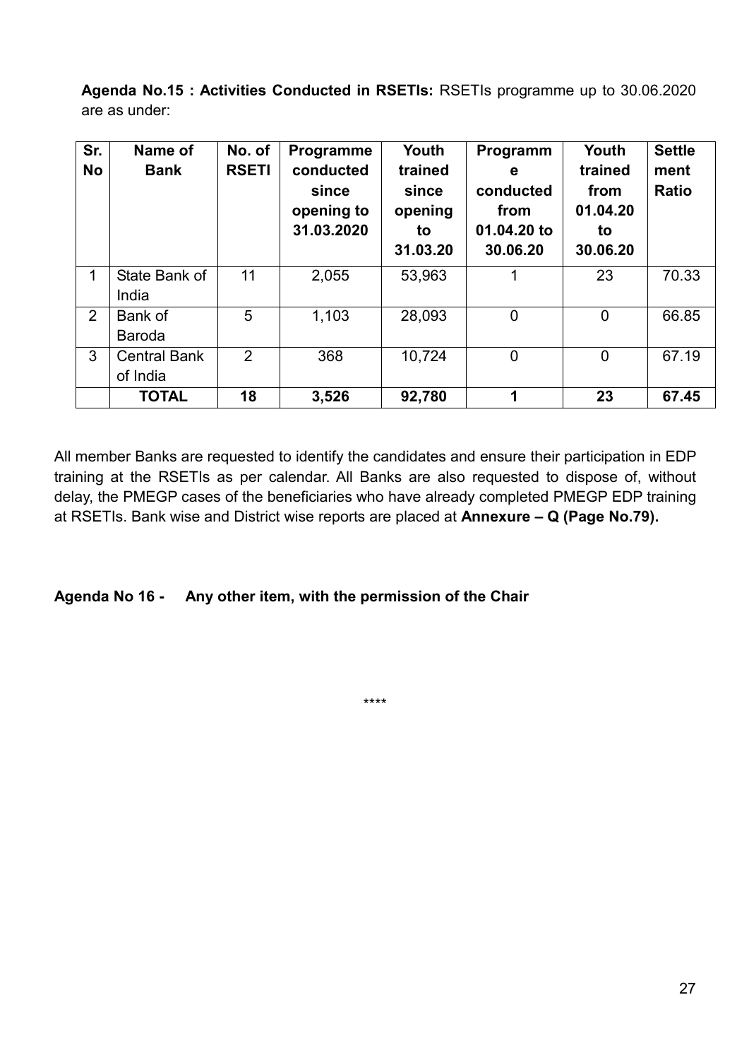**Agenda No.15 : Activities Conducted in RSETIs:** RSETIs programme up to 30.06.2020 are as under:

| Sr. No | Name of Bank | No. of RSETI | Programme conducted since opening to 31.03.2020 | Youth trained since opening to 31.03.20 | Programme conducted from 01.04.20 to 30.06.20 | Youth trained from 01.04.20 to 30.06.20 | Settlement Ratio |
|---|---|---|---|---|---|---|---|
| 1 | State Bank of India | 11 | 2,055 | 53,963 | 1 | 23 | 70.33 |
| 2 | Bank of Baroda | 5 | 1,103 | 28,093 | 0 | 0 | 66.85 |
| 3 | Central Bank of India | 2 | 368 | 10,724 | 0 | 0 | 67.19 |
| | **TOTAL** | **18** | **3,526** | **92,780** | **1** | **23** | **67.45** |

All member Banks are requested to identify the candidates and ensure their participation in EDP training at the RSETIs as per calendar. All Banks are also requested to dispose of, without delay, the PMEGP cases of the beneficiaries who have already completed PMEGP EDP training at RSETIs. Bank wise and District wise reports are placed at **Annexure – Q (Page No.79).**

**Agenda No 16 - Any other item, with the permission of the Chair**

\*\*\*\*